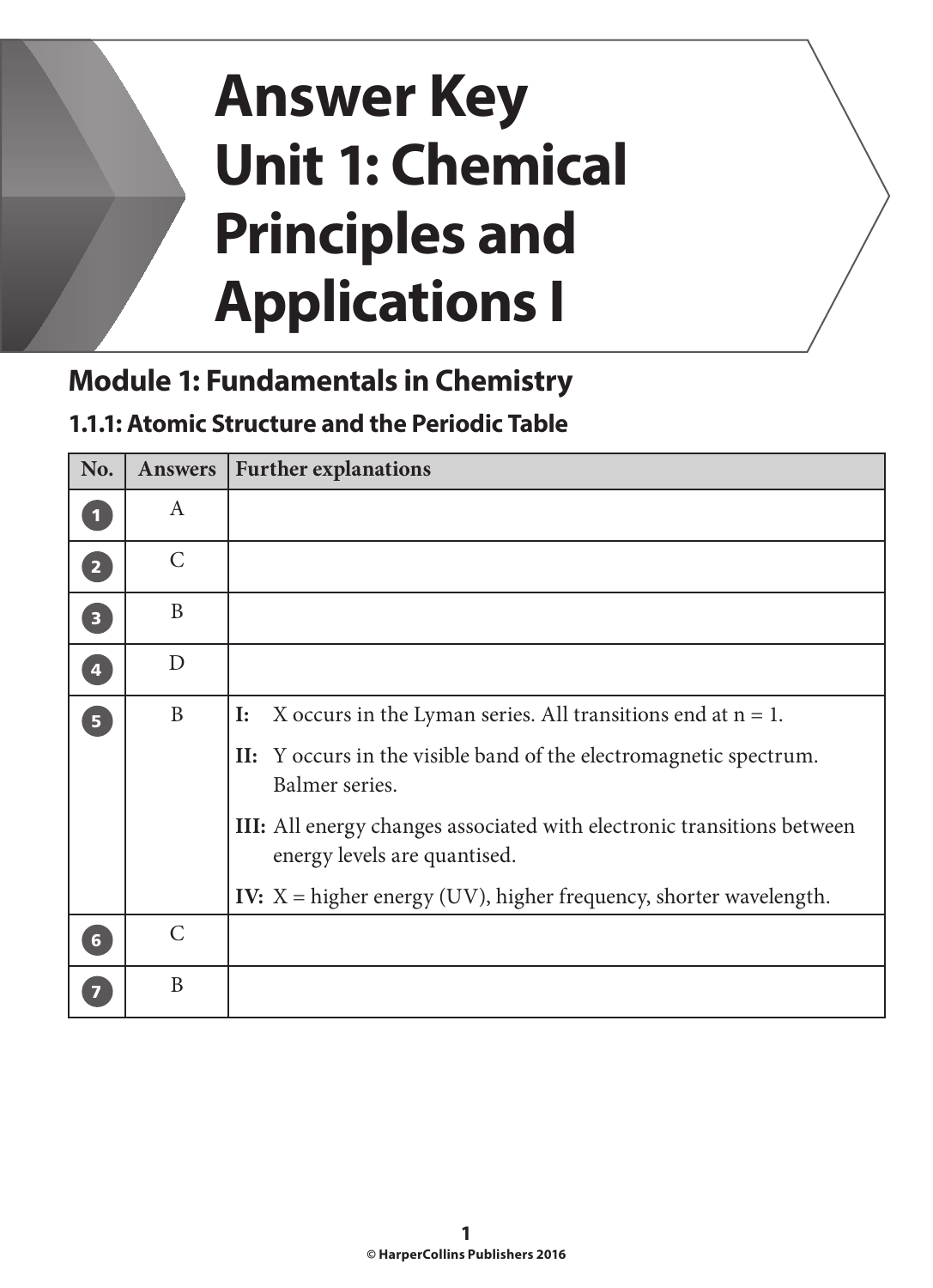# Answer Key Unit 1: Chemical Principles and Applications I

## Module 1: Fundamentals in Chemistry

### 1.1.1: Atomic Structure and the Periodic Table

| No. | Answers | Further explanations |
|---|---|---|
| 1 | A | |
| 2 | C | |
| 3 | B | |
| 4 | D | |
| 5 | B | **I:** X occurs in the Lyman series. All transitions end at n = 1.<br>**II:** Y occurs in the visible band of the electromagnetic spectrum. Balmer series.<br>**III:** All energy changes associated with electronic transitions between energy levels are quantised.<br>**IV:** X = higher energy (UV), higher frequency, shorter wavelength. |
| 6 | C | |
| 7 | B | |

© HarperCollins Publishers 2016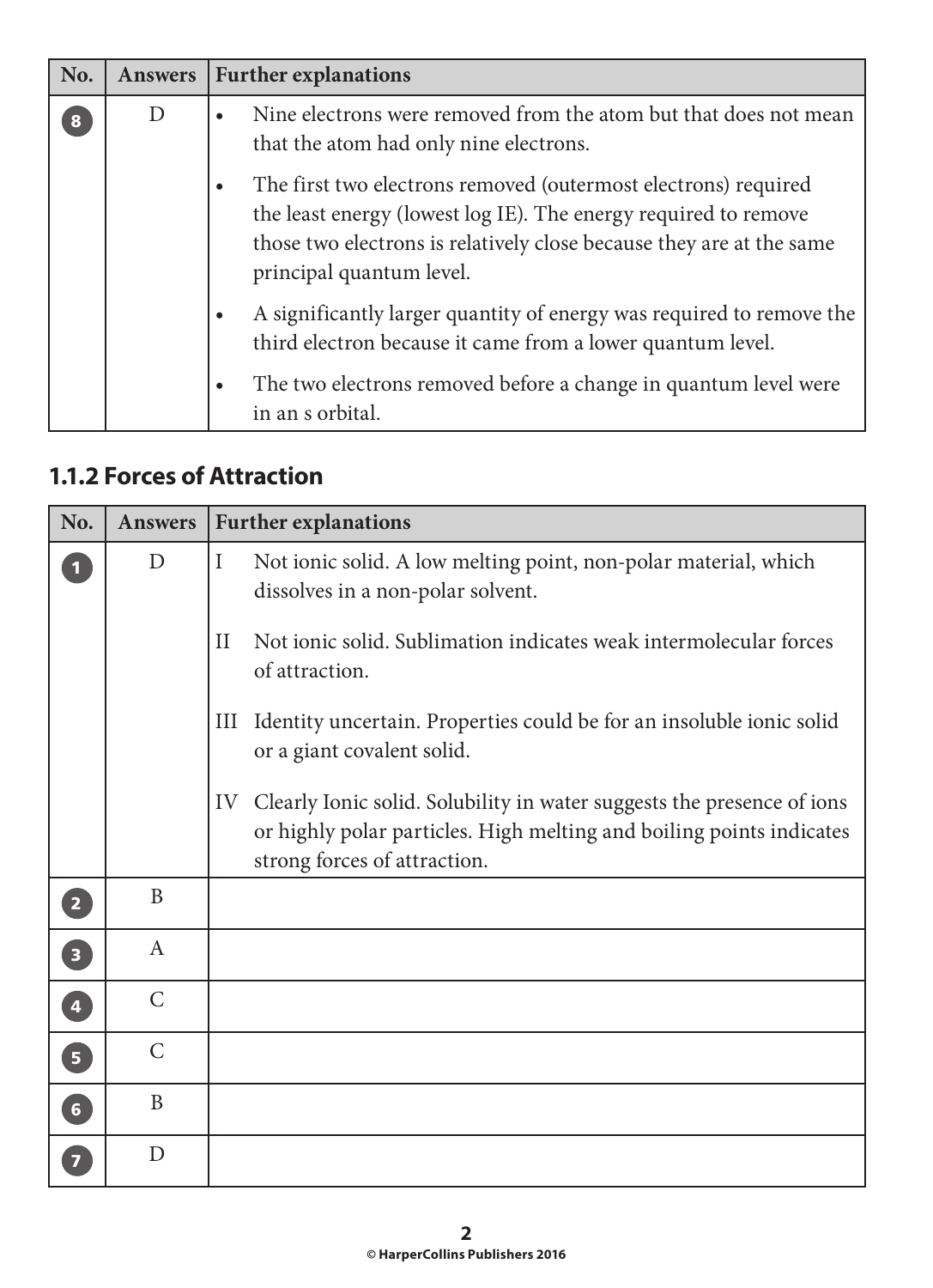| No. | Answers | Further explanations |
|---|---|---|
| 8 | D | • Nine electrons were removed from the atom but that does not mean that the atom had only nine electrons.<br>• The first two electrons removed (outermost electrons) required the least energy (lowest log IE). The energy required to remove those two electrons is relatively close because they are at the same principal quantum level.<br>• A significantly larger quantity of energy was required to remove the third electron because it came from a lower quantum level.<br>• The two electrons removed before a change in quantum level were in an s orbital. |

## 1.1.2 Forces of Attraction

| No. | Answers | Further explanations |
|---|---|---|
| 1 | D | I Not ionic solid. A low melting point, non-polar material, which dissolves in a non-polar solvent.<br>II Not ionic solid. Sublimation indicates weak intermolecular forces of attraction.<br>III Identity uncertain. Properties could be for an insoluble ionic solid or a giant covalent solid.<br>IV Clearly Ionic solid. Solubility in water suggests the presence of ions or highly polar particles. High melting and boiling points indicates strong forces of attraction. |
| 2 | B | |
| 3 | A | |
| 4 | C | |
| 5 | C | |
| 6 | B | |
| 7 | D | |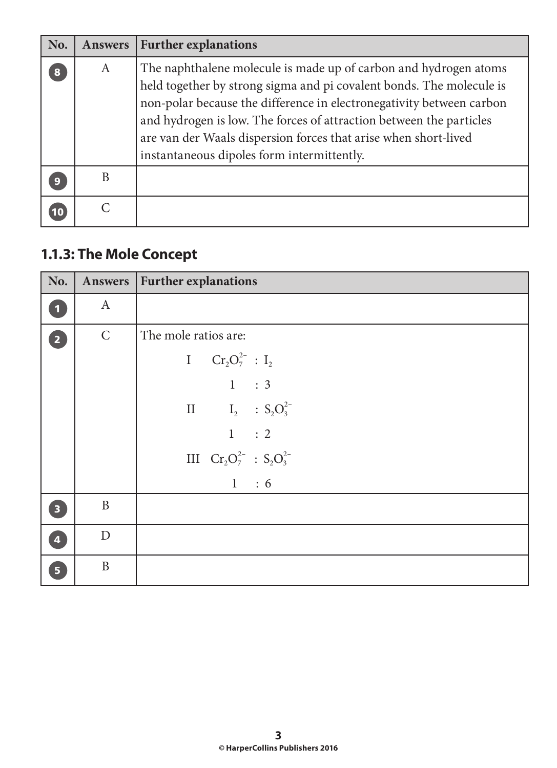| No. | Answers | Further explanations |
|---|---|---|
| 8 | A | The naphthalene molecule is made up of carbon and hydrogen atoms held together by strong sigma and pi covalent bonds. The molecule is non-polar because the difference in electronegativity between carbon and hydrogen is low. The forces of attraction between the particles are van der Waals dispersion forces that arise when short-lived instantaneous dipoles form intermittently. |
| 9 | B | |
| 10 | C | |

## 1.1.3: The Mole Concept

| No. | Answers | Further explanations |
|---|---|---|
| 1 | A | |
| 2 | C | The mole ratios are:<br>I $Cr_2O_7^{2-}$ : $I_2$<br>1 : 3<br>II $I_2$ : $S_2O_3^{2-}$<br>1 : 2<br>III $Cr_2O_7^{2-}$ : $S_2O_3^{2-}$<br>1 : 6 |
| 3 | B | |
| 4 | D | |
| 5 | B | |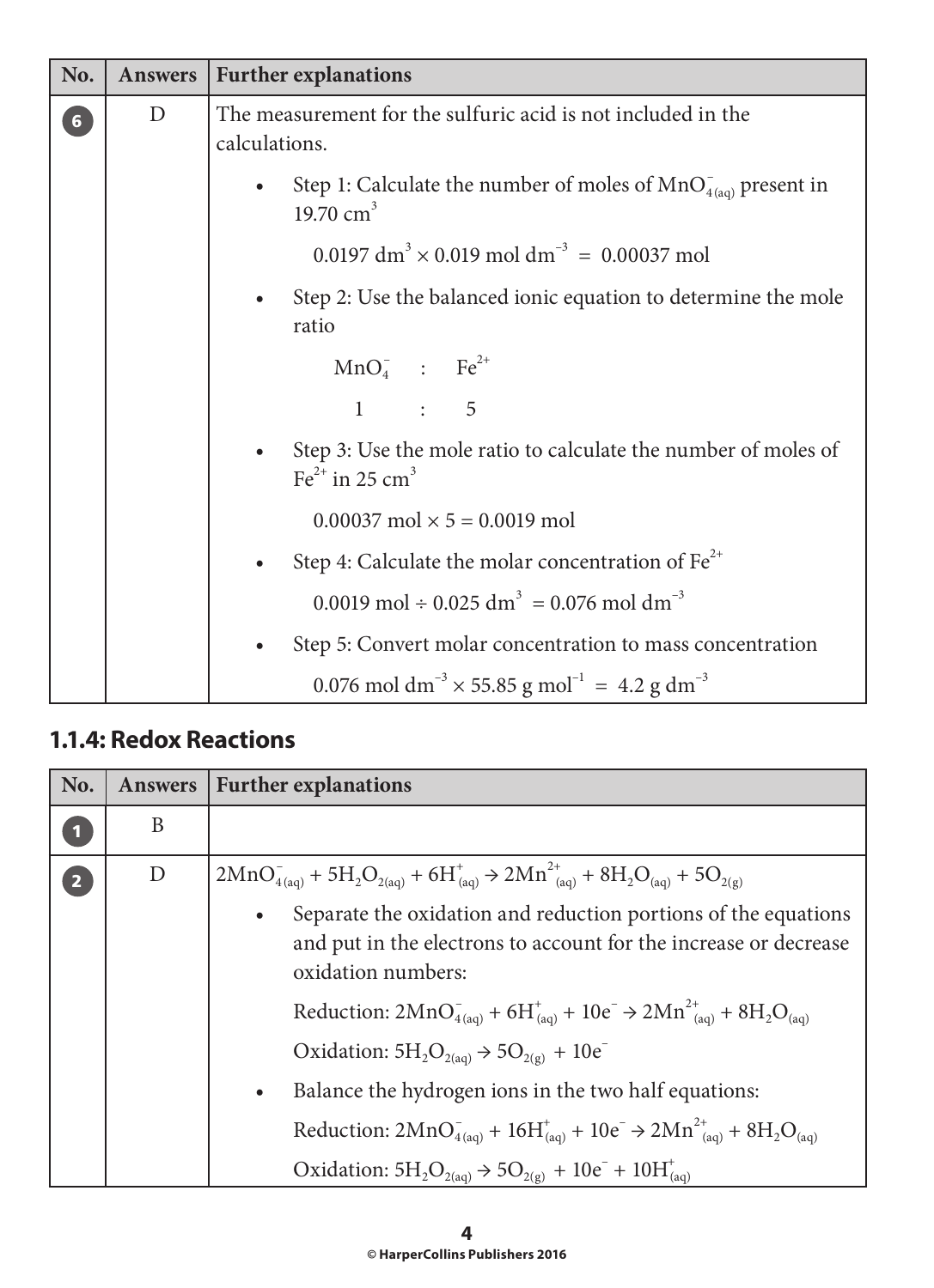| No. | Answers | Further explanations |
|---|---|---|
| 6 | D | The measurement for the sulfuric acid is not included in the calculations.<br>• Step 1: Calculate the number of moles of $MnO^-_{4(aq)}$ present in 19.70 $cm^3$<br>$0.0197\ dm^3 \times 0.019\ mol\ dm^{-3} = 0.00037\ mol$<br>• Step 2: Use the balanced ionic equation to determine the mole ratio<br>$MnO_4^-$ : $Fe^{2+}$<br>1 : 5<br>• Step 3: Use the mole ratio to calculate the number of moles of $Fe^{2+}$ in 25 $cm^3$<br>$0.00037\ mol \times 5 = 0.0019\ mol$<br>• Step 4: Calculate the molar concentration of $Fe^{2+}$<br>$0.0019\ mol \div 0.025\ dm^3 = 0.076\ mol\ dm^{-3}$<br>• Step 5: Convert molar concentration to mass concentration<br>$0.076\ mol\ dm^{-3} \times 55.85\ g\ mol^{-1} = 4.2\ g\ dm^{-3}$ |

## 1.1.4: Redox Reactions

| No. | Answers | Further explanations |
|---|---|---|
| 1 | B | |
| 2 | D | $2MnO^-_{4(aq)} + 5H_2O_{2(aq)} + 6H^+_{(aq)} \rightarrow 2Mn^{2+}_{(aq)} + 8H_2O_{(aq)} + 5O_{2(g)}$<br>• Separate the oxidation and reduction portions of the equations and put in the electrons to account for the increase or decrease oxidation numbers:<br>Reduction: $2MnO^-_{4(aq)} + 6H^+_{(aq)} + 10e^- \rightarrow 2Mn^{2+}_{(aq)} + 8H_2O_{(aq)}$<br>Oxidation: $5H_2O_{2(aq)} \rightarrow 5O_{2(g)} + 10e^-$<br>• Balance the hydrogen ions in the two half equations:<br>Reduction: $2MnO^-_{4(aq)} + 16H^+_{(aq)} + 10e^- \rightarrow 2Mn^{2+}_{(aq)} + 8H_2O_{(aq)}$<br>Oxidation: $5H_2O_{2(aq)} \rightarrow 5O_{2(g)} + 10e^- + 10H^+_{(aq)}$ |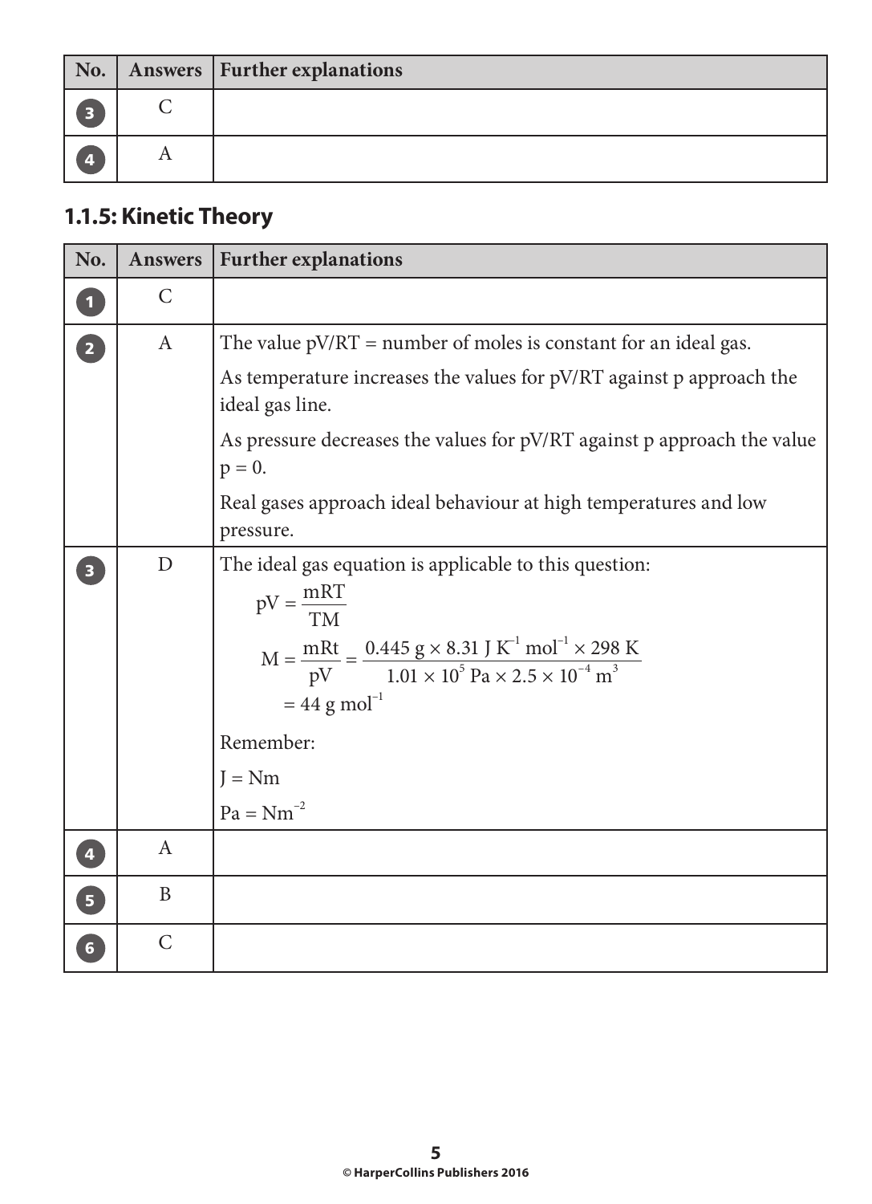| No. | Answers | Further explanations |
|---|---|---|
| 3 | C | |
| 4 | A | |

## 1.1.5: Kinetic Theory

| No. | Answers | Further explanations |
|---|---|---|
| 1 | C | |
| 2 | A | The value pV/RT = number of moles is constant for an ideal gas. As temperature increases the values for pV/RT against p approach the ideal gas line. As pressure decreases the values for pV/RT against p approach the value p = 0. Real gases approach ideal behaviour at high temperatures and low pressure. |
| 3 | D | The ideal gas equation is applicable to this question: $pV = \frac{mRT}{TM}$ $M = \frac{mRt}{pV} = \frac{0.445 \text{ g} \times 8.31 \text{ J K}^{-1} \text{ mol}^{-1} \times 298 \text{ K}}{1.01 \times 10^{5} \text{ Pa} \times 2.5 \times 10^{-4} \text{ m}^{3}}$ $= 44 \text{ g mol}^{-1}$ Remember: J = Nm Pa = $\text{Nm}^{-2}$ |
| 4 | A | |
| 5 | B | |
| 6 | C | |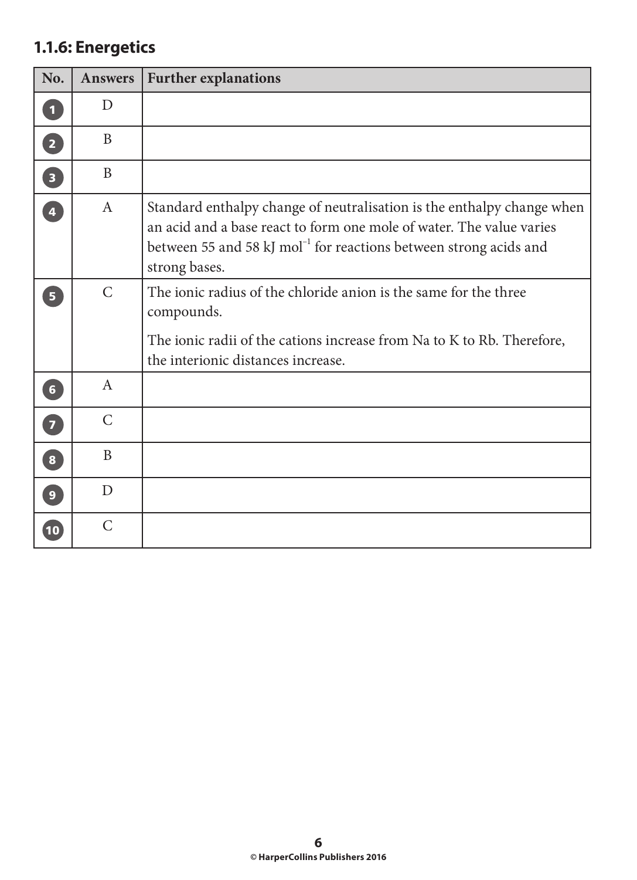## 1.1.6: Energetics

| No. | Answers | Further explanations |
|---|---|---|
| 1 | D | |
| 2 | B | |
| 3 | B | |
| 4 | A | Standard enthalpy change of neutralisation is the enthalpy change when an acid and a base react to form one mole of water. The value varies between 55 and 58 kJ $mol^{-1}$ for reactions between strong acids and strong bases. |
| 5 | C | The ionic radius of the chloride anion is the same for the three compounds.<br><br>The ionic radii of the cations increase from Na to K to Rb. Therefore, the interionic distances increase. |
| 6 | A | |
| 7 | C | |
| 8 | B | |
| 9 | D | |
| 10 | C | |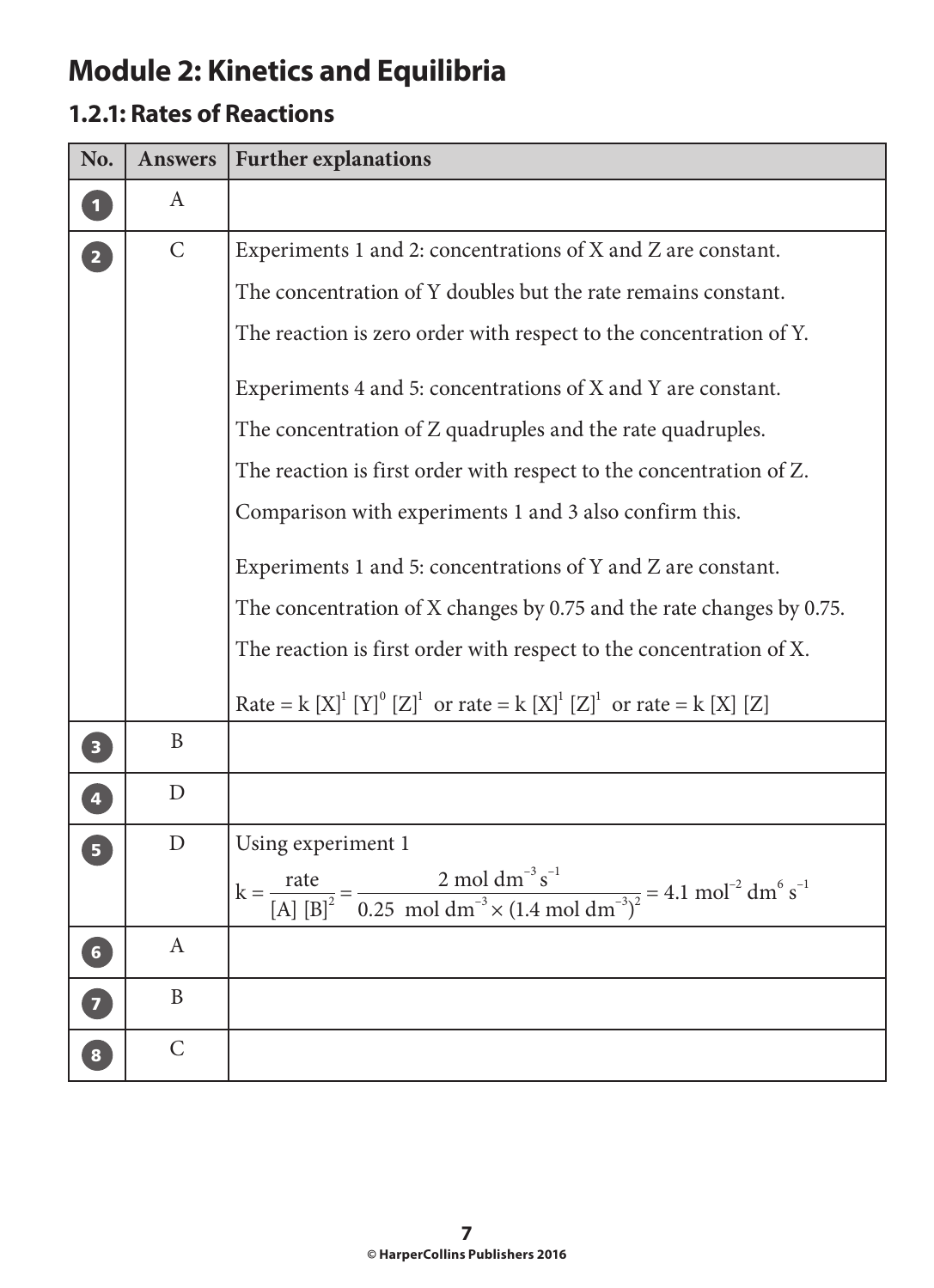# Module 2: Kinetics and Equilibria

## 1.2.1: Rates of Reactions

| No. | Answers | Further explanations |
|---|---|---|
| 1 | A | |
| 2 | C | Experiments 1 and 2: concentrations of X and Z are constant.<br>The concentration of Y doubles but the rate remains constant.<br>The reaction is zero order with respect to the concentration of Y.<br><br>Experiments 4 and 5: concentrations of X and Y are constant.<br>The concentration of Z quadruples and the rate quadruples.<br>The reaction is first order with respect to the concentration of Z.<br>Comparison with experiments 1 and 3 also confirm this.<br><br>Experiments 1 and 5: concentrations of Y and Z are constant.<br>The concentration of X changes by 0.75 and the rate changes by 0.75.<br>The reaction is first order with respect to the concentration of X.<br><br>Rate = $k\,[X]^1\,[Y]^0\,[Z]^1$ or rate = $k\,[X]^1\,[Z]^1$ or rate = $k\,[X]\,[Z]$ |
| 3 | B | |
| 4 | D | |
| 5 | D | Using experiment 1<br>$k = \frac{\text{rate}}{[A]\,[B]^2} = \frac{2\ \text{mol dm}^{-3}\,\text{s}^{-1}}{0.25\ \text{mol dm}^{-3} \times (1.4\ \text{mol dm}^{-3})^2} = 4.1\ \text{mol}^{-2}\,\text{dm}^6\,\text{s}^{-1}$ |
| 6 | A | |
| 7 | B | |
| 8 | C | |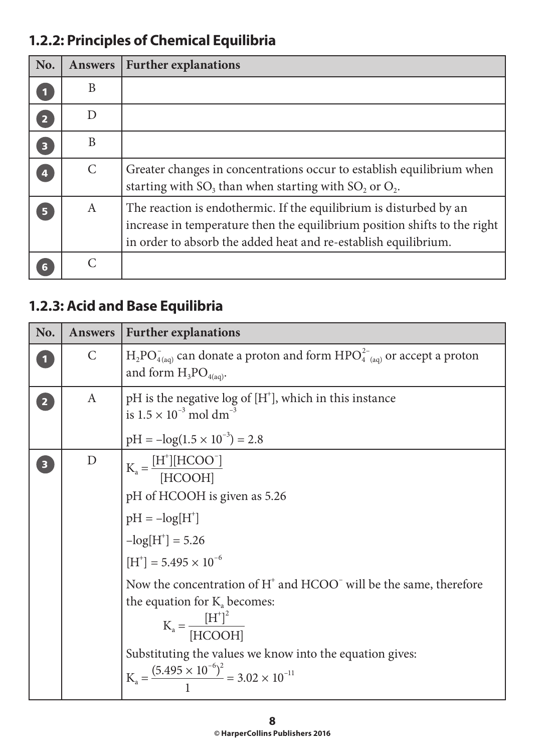## 1.2.2: Principles of Chemical Equilibria

| No. | Answers | Further explanations |
|---|---|---|
| 1 | B | |
| 2 | D | |
| 3 | B | |
| 4 | C | Greater changes in concentrations occur to establish equilibrium when starting with $SO_3$ than when starting with $SO_2$ or $O_2$. |
| 5 | A | The reaction is endothermic. If the equilibrium is disturbed by an increase in temperature then the equilibrium position shifts to the right in order to absorb the added heat and re-establish equilibrium. |
| 6 | C | |

## 1.2.3: Acid and Base Equilibria

| No. | Answers | Further explanations |
|---|---|---|
| 1 | C | $H_2PO^-_{4(aq)}$ can donate a proton and form $HPO^{2-}_{4\ (aq)}$ or accept a proton and form $H_3PO_{4(aq)}$. |
| 2 | A | pH is the negative log of $[H^+]$, which in this instance is $1.5 \times 10^{-3}$ mol dm$^{-3}$ <br> pH = $-\log(1.5 \times 10^{-3}) = 2.8$ |
| 3 | D | $K_a = \frac{[H^+][HCOO^-]}{[HCOOH]}$ <br> pH of HCOOH is given as 5.26 <br> pH = $-\log[H^+]$ <br> $-\log[H^+] = 5.26$ <br> $[H^+] = 5.495 \times 10^{-6}$ <br> Now the concentration of $H^+$ and $HCOO^-$ will be the same, therefore the equation for $K_a$ becomes: <br> $K_a = \frac{[H^+]^2}{[HCOOH]}$ <br> Substituting the values we know into the equation gives: <br> $K_a = \frac{(5.495 \times 10^{-6})^2}{1} = 3.02 \times 10^{-11}$ |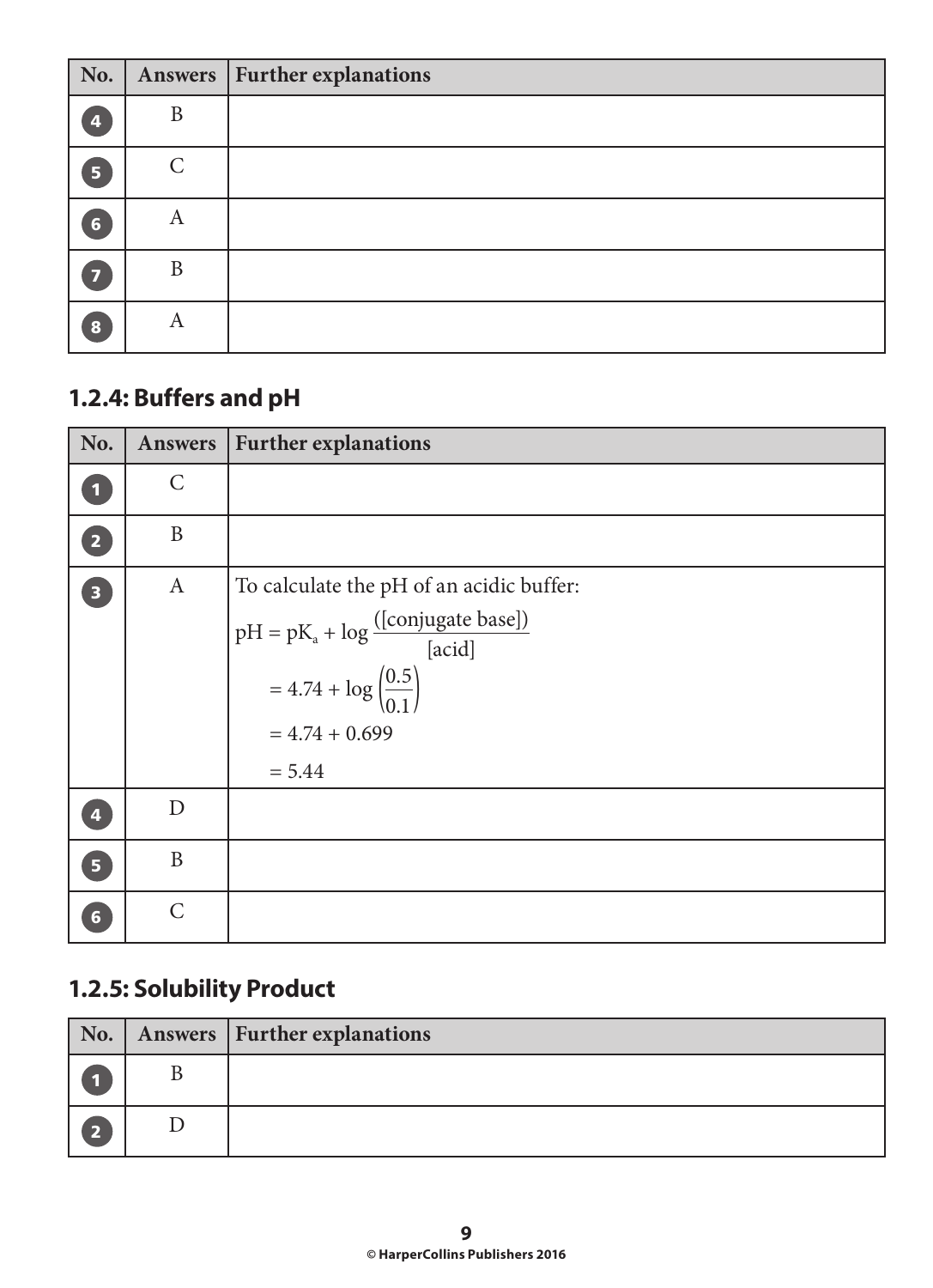| No. | Answers | Further explanations |
|---|---|---|
| 4 | B | |
| 5 | C | |
| 6 | A | |
| 7 | B | |
| 8 | A | |

## 1.2.4: Buffers and pH

| No. | Answers | Further explanations |
|---|---|---|
| 1 | C | |
| 2 | B | |
| 3 | A | To calculate the pH of an acidic buffer: $pH = pK_a + \log \frac{([\text{conjugate base}])}{[\text{acid}]}$ $= 4.74 + \log \left(\frac{0.5}{0.1}\right)$ $= 4.74 + 0.699$ $= 5.44$ |
| 4 | D | |
| 5 | B | |
| 6 | C | |

## 1.2.5: Solubility Product

| No. | Answers | Further explanations |
|---|---|---|
| 1 | B | |
| 2 | D | |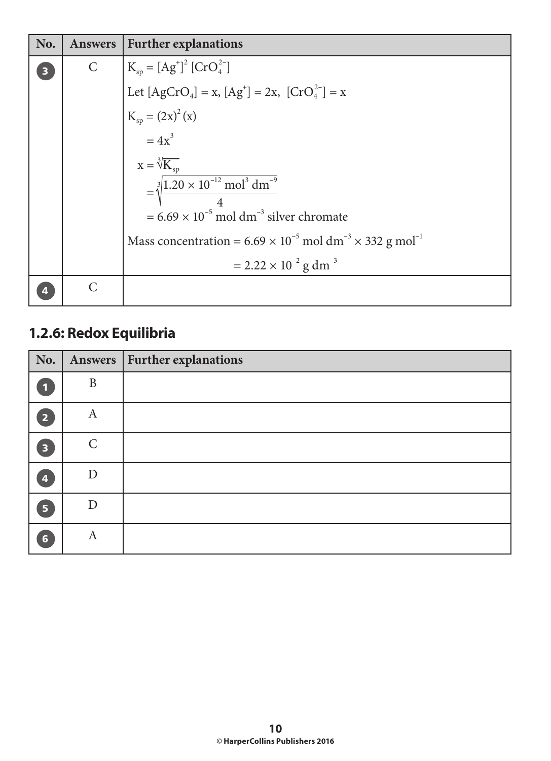| No. | Answers | Further explanations |
| --- | --- | --- |
| 3 | C | $K_{sp} = [Ag^+]^2 [CrO_4^{2-}]$<br>Let $[AgCrO_4] = x$, $[Ag^+] = 2x$, $[CrO_4^{2-}] = x$<br>$K_{sp} = (2x)^2 (x)$<br>$= 4x^3$<br>$x = \sqrt[3]{K_{sp}}$<br>$= \sqrt[3]{\dfrac{1.20 \times 10^{-12} \text{ mol}^3 \text{ dm}^{-9}}{4}}$<br>$= 6.69 \times 10^{-5}$ mol dm$^{-3}$ silver chromate<br>Mass concentration $= 6.69 \times 10^{-5} \text{ mol dm}^{-3} \times 332 \text{ g mol}^{-1}$<br>$= 2.22 \times 10^{-2} \text{ g dm}^{-3}$ |
| 4 | C | |

## 1.2.6: Redox Equilibria

| No. | Answers | Further explanations |
| --- | --- | --- |
| 1 | B | |
| 2 | A | |
| 3 | C | |
| 4 | D | |
| 5 | D | |
| 6 | A | |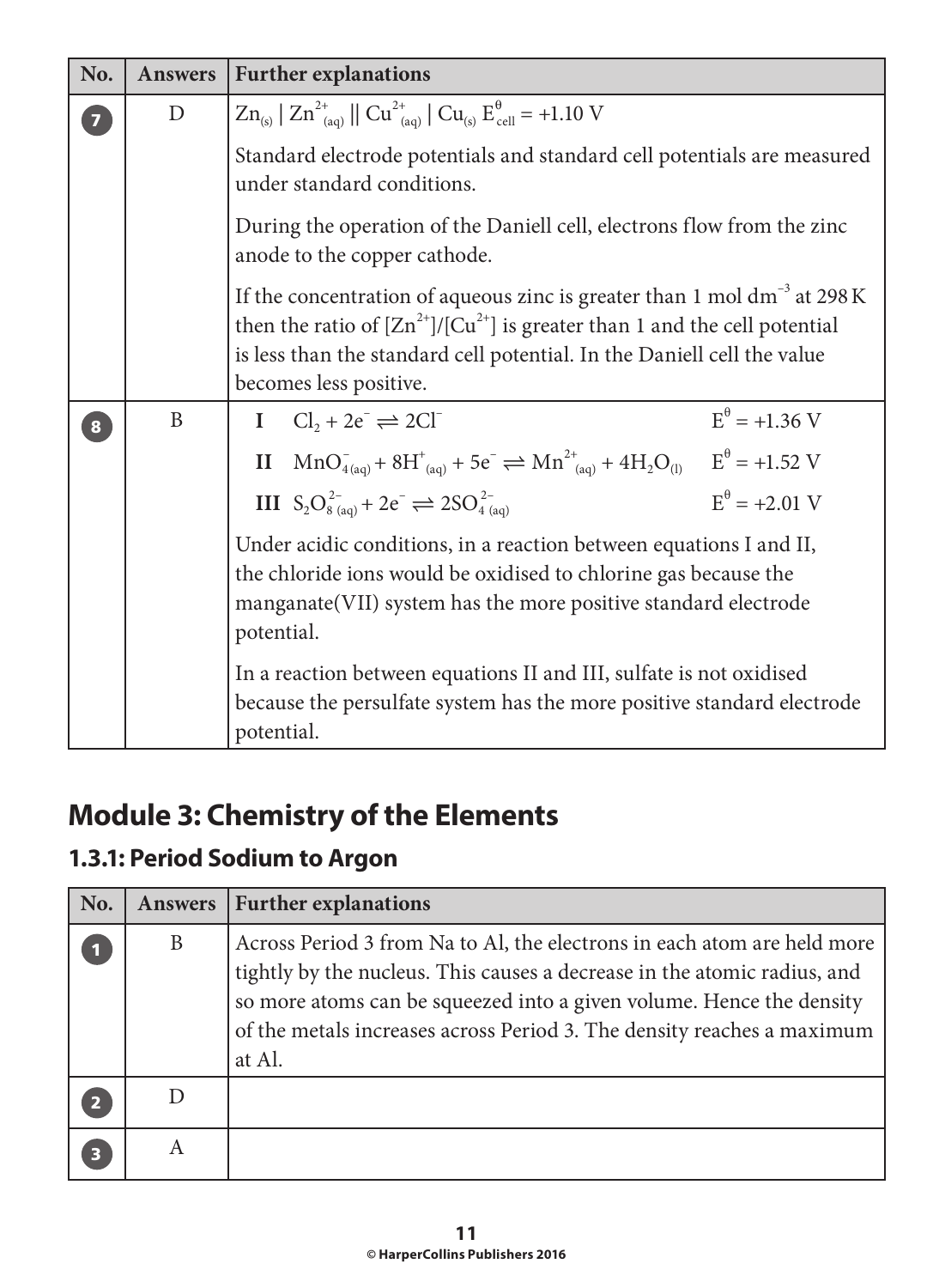| No. | Answers | Further explanations |
|---|---|---|
| 7 | D | $Zn_{(s)} \mid Zn^{2+}_{(aq)} \parallel Cu^{2+}_{(aq)} \mid Cu_{(s)}$ $E^{\theta}_{cell} = +1.10$ V<br><br>Standard electrode potentials and standard cell potentials are measured under standard conditions.<br><br>During the operation of the Daniell cell, electrons flow from the zinc anode to the copper cathode.<br><br>If the concentration of aqueous zinc is greater than 1 mol $dm^{-3}$ at 298 K then the ratio of $[Zn^{2+}]/[Cu^{2+}]$ is greater than 1 and the cell potential is less than the standard cell potential. In the Daniell cell the value becomes less positive. |
| 8 | B | **I** $Cl_2 + 2e^- \rightleftharpoons 2Cl^-$ $E^{\theta} = +1.36$ V<br><br>**II** $MnO^-_{4(aq)} + 8H^+_{(aq)} + 5e^- \rightleftharpoons Mn^{2+}_{(aq)} + 4H_2O_{(l)}$ $E^{\theta} = +1.52$ V<br><br>**III** $S_2O^{2-}_{8\,(aq)} + 2e^- \rightleftharpoons 2SO^{2-}_{4\,(aq)}$ $E^{\theta} = +2.01$ V<br><br>Under acidic conditions, in a reaction between equations I and II, the chloride ions would be oxidised to chlorine gas because the manganate(VII) system has the more positive standard electrode potential.<br><br>In a reaction between equations II and III, sulfate is not oxidised because the persulfate system has the more positive standard electrode potential. |

# Module 3: Chemistry of the Elements

## 1.3.1: Period Sodium to Argon

| No. | Answers | Further explanations |
|---|---|---|
| 1 | B | Across Period 3 from Na to Al, the electrons in each atom are held more tightly by the nucleus. This causes a decrease in the atomic radius, and so more atoms can be squeezed into a given volume. Hence the density of the metals increases across Period 3. The density reaches a maximum at Al. |
| 2 | D | |
| 3 | A | |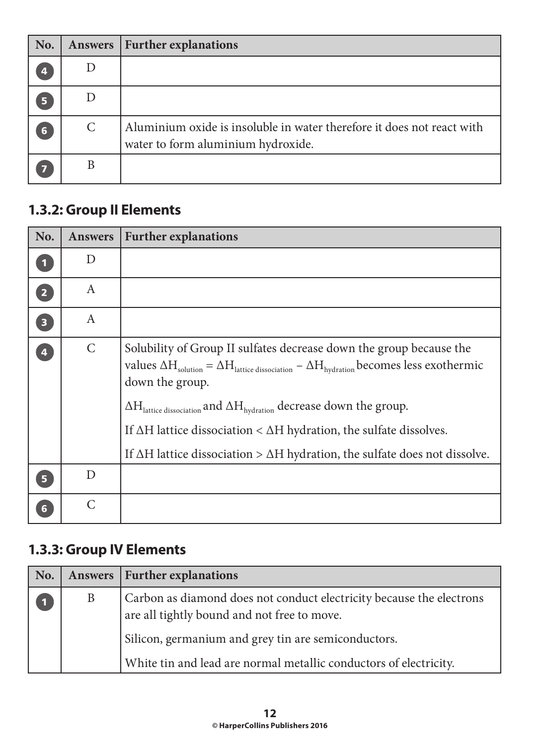| No. | Answers | Further explanations |
|---|---|---|
| 4 | D | |
| 5 | D | |
| 6 | C | Aluminium oxide is insoluble in water therefore it does not react with water to form aluminium hydroxide. |
| 7 | B | |

## 1.3.2: Group II Elements

| No. | Answers | Further explanations |
|---|---|---|
| 1 | D | |
| 2 | A | |
| 3 | A | |
| 4 | C | Solubility of Group II sulfates decrease down the group because the values $\Delta H_{solution} = \Delta H_{lattice\ dissociation} - \Delta H_{hydration}$ becomes less exothermic down the group. <br><br> $\Delta H_{lattice\ dissociation}$ and $\Delta H_{hydration}$ decrease down the group. <br><br> If ΔH lattice dissociation < ΔH hydration, the sulfate dissolves. <br><br> If ΔH lattice dissociation > ΔH hydration, the sulfate does not dissolve. |
| 5 | D | |
| 6 | C | |

## 1.3.3: Group IV Elements

| No. | Answers | Further explanations |
|---|---|---|
| 1 | B | Carbon as diamond does not conduct electricity because the electrons are all tightly bound and not free to move. <br><br> Silicon, germanium and grey tin are semiconductors. <br><br> White tin and lead are normal metallic conductors of electricity. |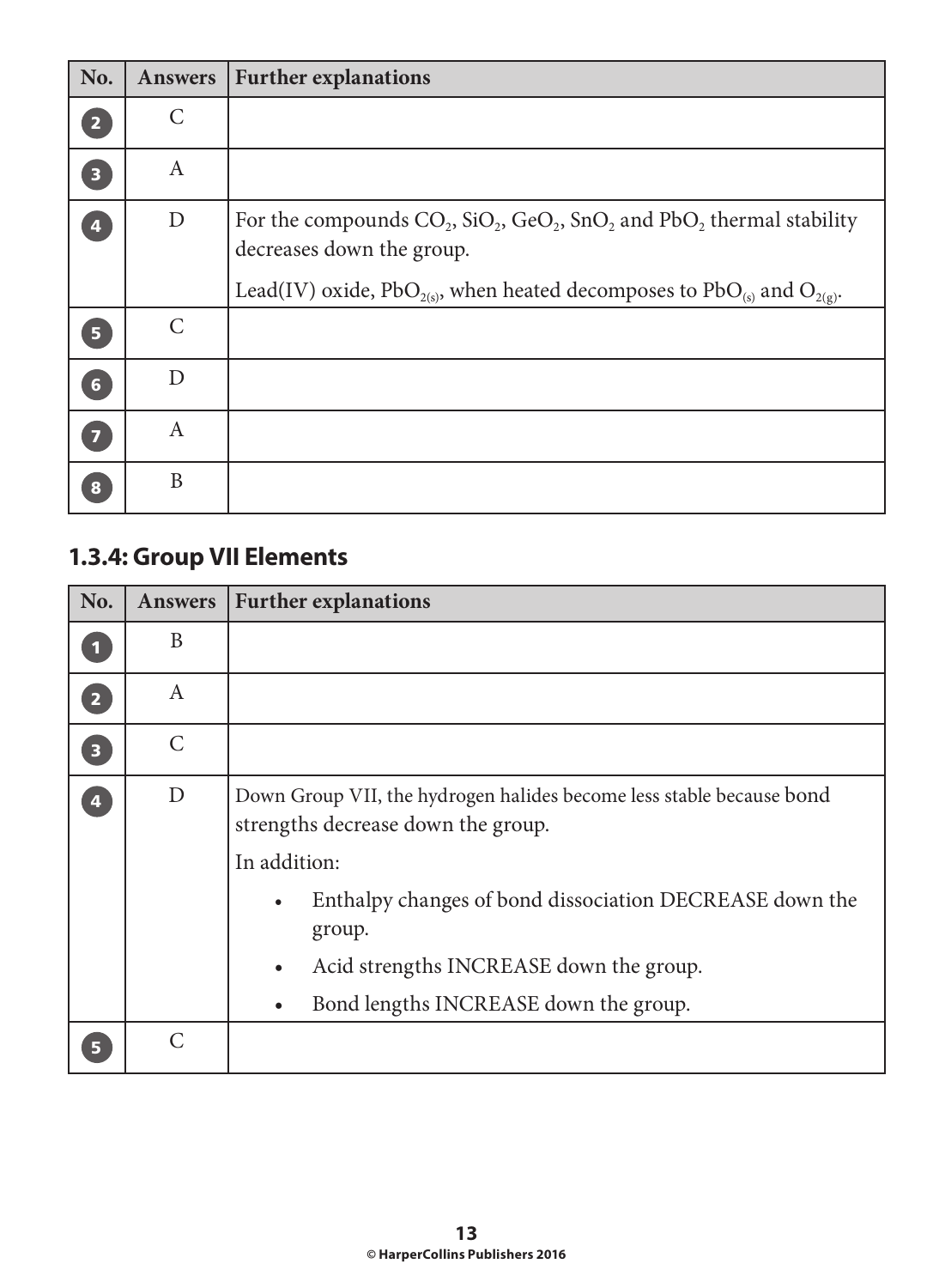| No. | Answers | Further explanations |
|---|---|---|
| 2 | C | |
| 3 | A | |
| 4 | D | For the compounds $CO_2$, $SiO_2$, $GeO_2$, $SnO_2$ and $PbO_2$ thermal stability decreases down the group. Lead(IV) oxide, $PbO_{2(s)}$, when heated decomposes to $PbO_{(s)}$ and $O_{2(g)}$. |
| 5 | C | |
| 6 | D | |
| 7 | A | |
| 8 | B | |

## 1.3.4: Group VII Elements

| No. | Answers | Further explanations |
|---|---|---|
| 1 | B | |
| 2 | A | |
| 3 | C | |
| 4 | D | Down Group VII, the hydrogen halides become less stable because bond strengths decrease down the group. In addition: • Enthalpy changes of bond dissociation DECREASE down the group. • Acid strengths INCREASE down the group. • Bond lengths INCREASE down the group. |
| 5 | C | |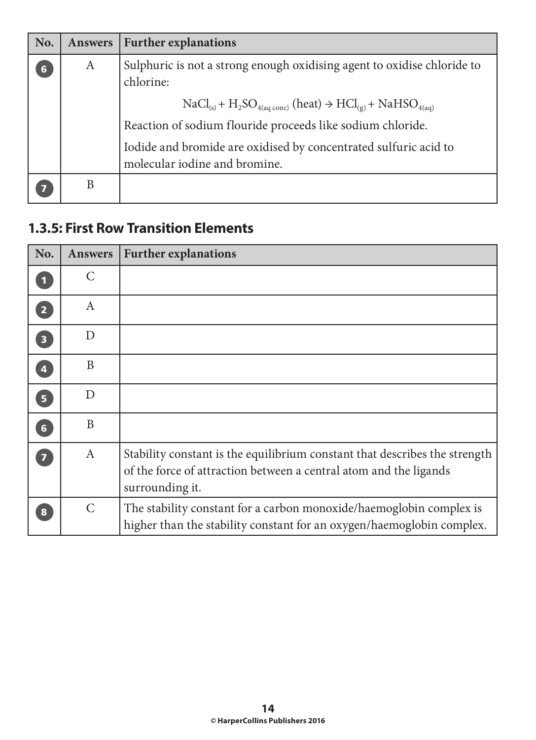| No. | Answers | Further explanations |
|---|---|---|
| 6 | A | Sulphuric is not a strong enough oxidising agent to oxidise chloride to chlorine: $$NaCl_{(s)} + H_2SO_{4(aq\ conc)}\ (heat) \rightarrow HCl_{(g)} + NaHSO_{4(aq)}$$ Reaction of sodium flouride proceeds like sodium chloride. Iodide and bromide are oxidised by concentrated sulfuric acid to molecular iodine and bromine. |
| 7 | B | |

## 1.3.5: First Row Transition Elements

| No. | Answers | Further explanations |
|---|---|---|
| 1 | C | |
| 2 | A | |
| 3 | D | |
| 4 | B | |
| 5 | D | |
| 6 | B | |
| 7 | A | Stability constant is the equilibrium constant that describes the strength of the force of attraction between a central atom and the ligands surrounding it. |
| 8 | C | The stability constant for a carbon monoxide/haemoglobin complex is higher than the stability constant for an oxygen/haemoglobin complex. |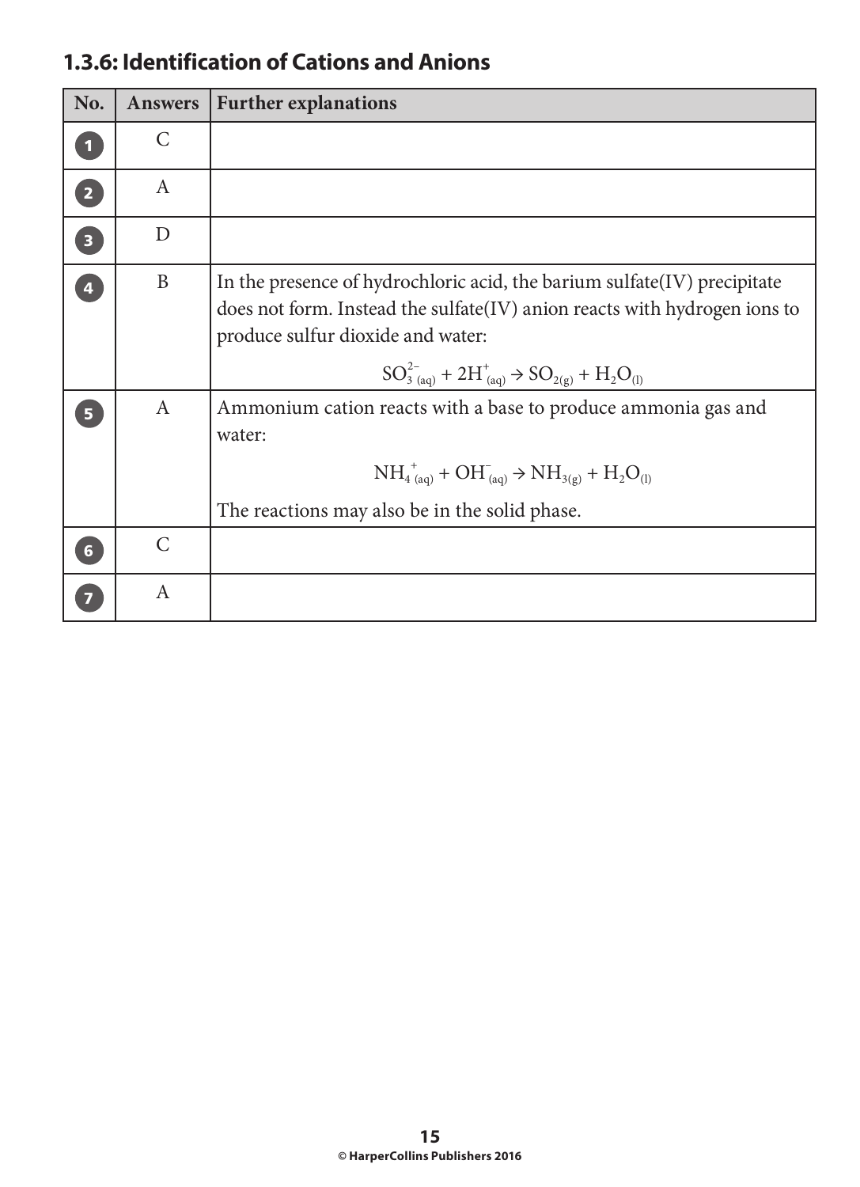## 1.3.6: Identification of Cations and Anions

| No. | Answers | Further explanations |
|---|---|---|
| 1 | C | |
| 2 | A | |
| 3 | D | |
| 4 | B | In the presence of hydrochloric acid, the barium sulfate(IV) precipitate does not form. Instead the sulfate(IV) anion reacts with hydrogen ions to produce sulfur dioxide and water: $SO_{3\,(aq)}^{2-} + 2H^{+}_{(aq)} \rightarrow SO_{2(g)} + H_2O_{(l)}$ |
| 5 | A | Ammonium cation reacts with a base to produce ammonia gas and water: $NH_{4\,(aq)}^{+} + OH^{-}_{(aq)} \rightarrow NH_{3(g)} + H_2O_{(l)}$ The reactions may also be in the solid phase. |
| 6 | C | |
| 7 | A | |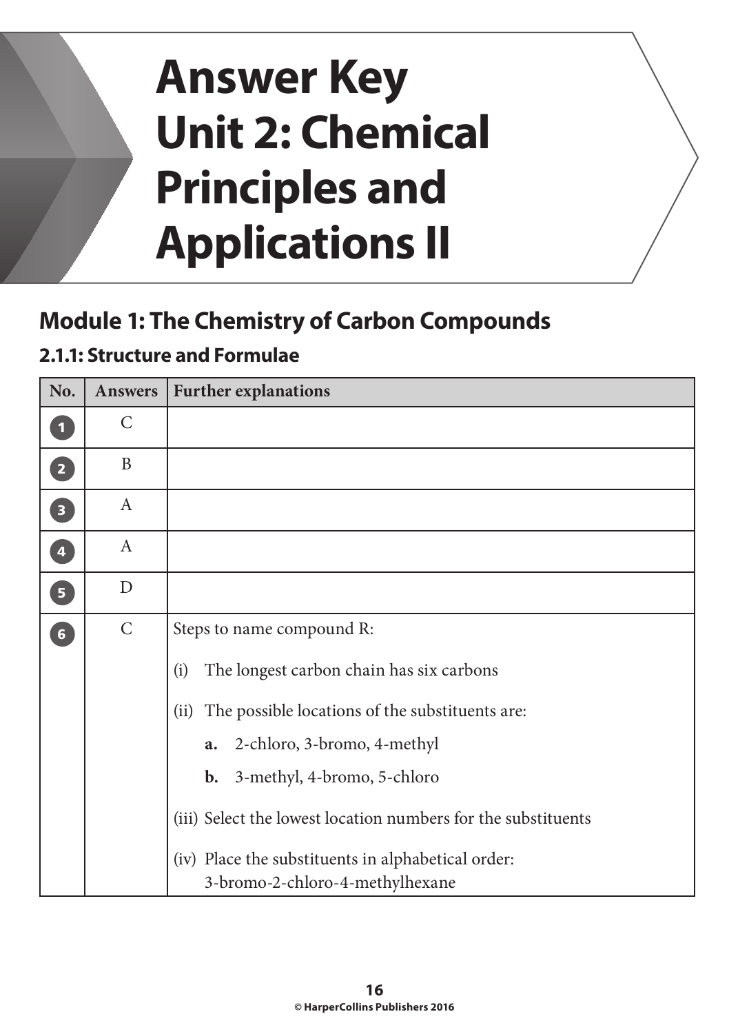# Answer Key Unit 2: Chemical Principles and Applications II

## Module 1: The Chemistry of Carbon Compounds

### 2.1.1: Structure and Formulae

| No. | Answers | Further explanations |
|---|---|---|
| 1 | C | |
| 2 | B | |
| 3 | A | |
| 4 | A | |
| 5 | D | |
| 6 | C | Steps to name compound R:<br>(i) The longest carbon chain has six carbons<br>(ii) The possible locations of the substituents are:<br>**a.** 2-chloro, 3-bromo, 4-methyl<br>**b.** 3-methyl, 4-bromo, 5-chloro<br>(iii) Select the lowest location numbers for the substituents<br>(iv) Place the substituents in alphabetical order: 3-bromo-2-chloro-4-methylhexane |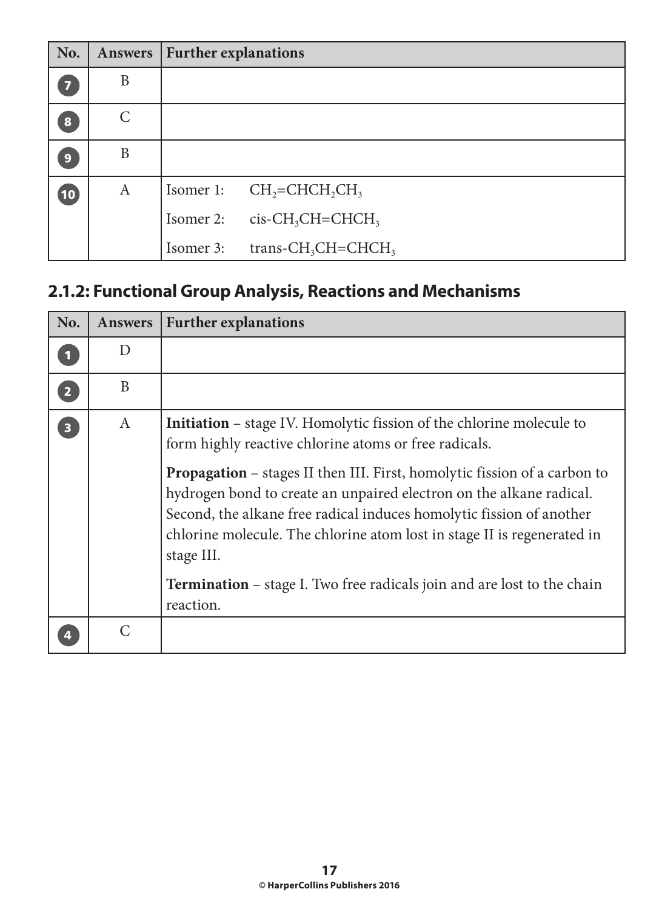| No. | Answers | Further explanations |
|---|---|---|
| 7 | B | |
| 8 | C | |
| 9 | B | |
| 10 | A | Isomer 1: $CH_2$=$CHCH_2CH_3$<br>Isomer 2: cis-$CH_3CH$=$CHCH_3$<br>Isomer 3: trans-$CH_3CH$=$CHCH_3$ |

## 2.1.2: Functional Group Analysis, Reactions and Mechanisms

| No. | Answers | Further explanations |
|---|---|---|
| 1 | D | |
| 2 | B | |
| 3 | A | **Initiation** – stage IV. Homolytic fission of the chlorine molecule to form highly reactive chlorine atoms or free radicals.<br><br>**Propagation** – stages II then III. First, homolytic fission of a carbon to hydrogen bond to create an unpaired electron on the alkane radical. Second, the alkane free radical induces homolytic fission of another chlorine molecule. The chlorine atom lost in stage II is regenerated in stage III.<br><br>**Termination** – stage I. Two free radicals join and are lost to the chain reaction. |
| 4 | C | |

© HarperCollins Publishers 2016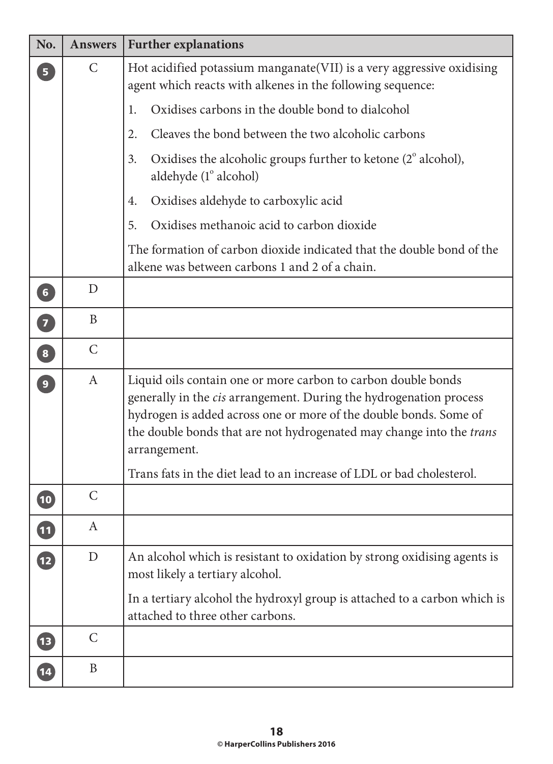| No. | Answers | Further explanations |
|---|---|---|
| 5 | C | Hot acidified potassium manganate(VII) is a very aggressive oxidising agent which reacts with alkenes in the following sequence:<br>1. Oxidises carbons in the double bond to dialcohol<br>2. Cleaves the bond between the two alcoholic carbons<br>3. Oxidises the alcoholic groups further to ketone ($2^{\circ}$ alcohol), aldehyde ($1^{\circ}$ alcohol)<br>4. Oxidises aldehyde to carboxylic acid<br>5. Oxidises methanoic acid to carbon dioxide<br>The formation of carbon dioxide indicated that the double bond of the alkene was between carbons 1 and 2 of a chain. |
| 6 | D | |
| 7 | B | |
| 8 | C | |
| 9 | A | Liquid oils contain one or more carbon to carbon double bonds generally in the *cis* arrangement. During the hydrogenation process hydrogen is added across one or more of the double bonds. Some of the double bonds that are not hydrogenated may change into the *trans* arrangement.<br>Trans fats in the diet lead to an increase of LDL or bad cholesterol. |
| 10 | C | |
| 11 | A | |
| 12 | D | An alcohol which is resistant to oxidation by strong oxidising agents is most likely a tertiary alcohol.<br>In a tertiary alcohol the hydroxyl group is attached to a carbon which is attached to three other carbons. |
| 13 | C | |
| 14 | B | |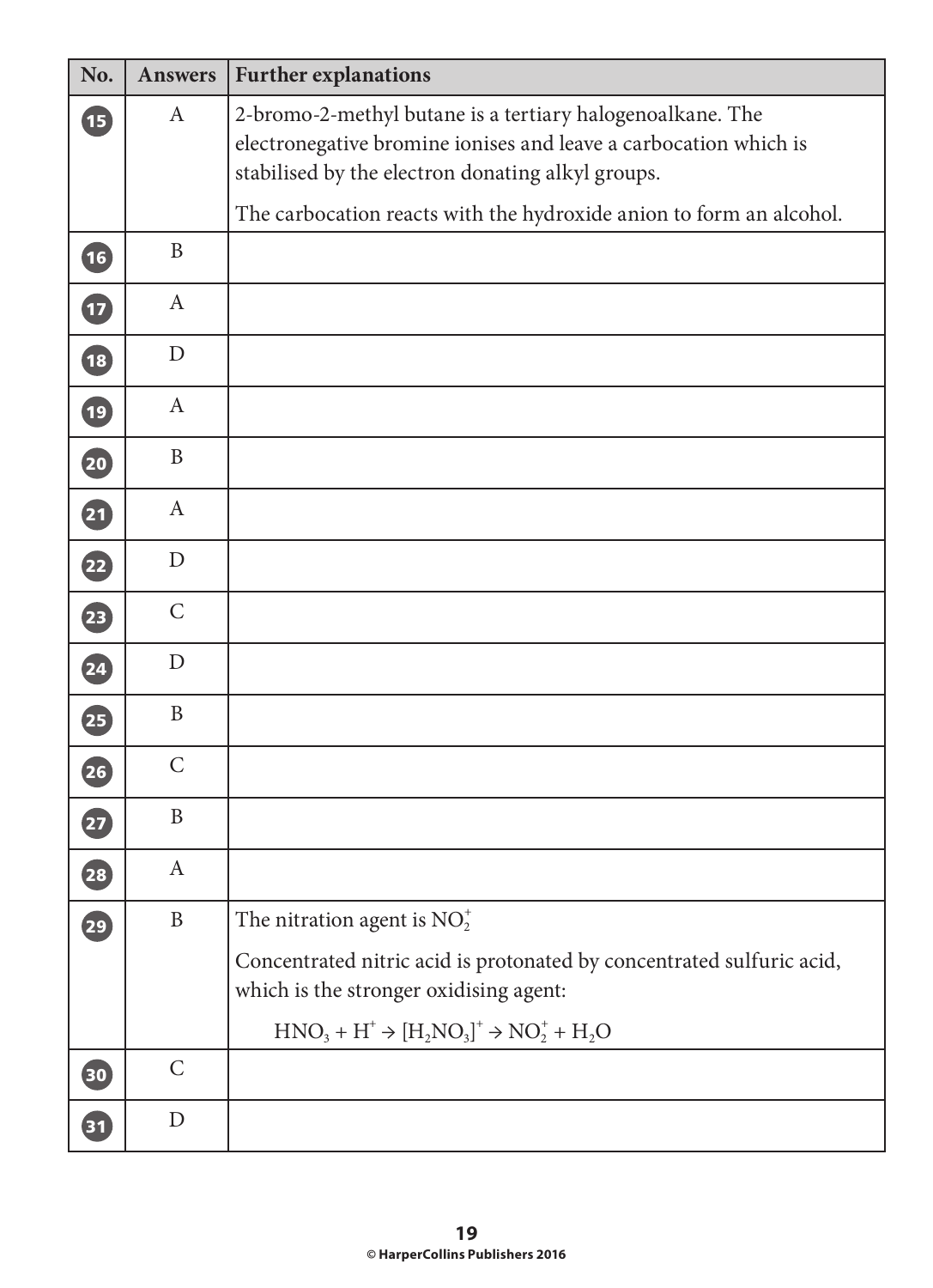| No. | Answers | Further explanations |
| --- | --- | --- |
| 15 | A | 2-bromo-2-methyl butane is a tertiary halogenoalkane. The electronegative bromine ionises and leave a carbocation which is stabilised by the electron donating alkyl groups. The carbocation reacts with the hydroxide anion to form an alcohol. |
| 16 | B | |
| 17 | A | |
| 18 | D | |
| 19 | A | |
| 20 | B | |
| 21 | A | |
| 22 | D | |
| 23 | C | |
| 24 | D | |
| 25 | B | |
| 26 | C | |
| 27 | B | |
| 28 | A | |
| 29 | B | The nitration agent is $NO_2^+$ Concentrated nitric acid is protonated by concentrated sulfuric acid, which is the stronger oxidising agent: $HNO_3 + H^+ \rightarrow [H_2NO_3]^+ \rightarrow NO_2^+ + H_2O$ |
| 30 | C | |
| 31 | D | |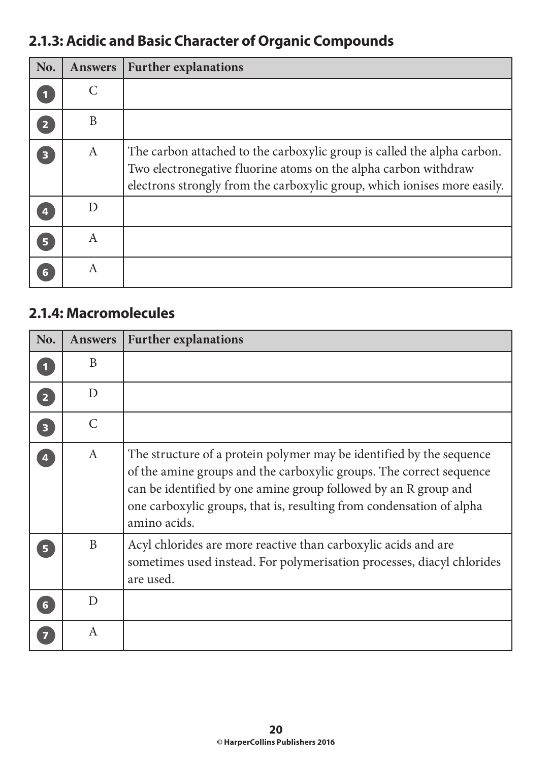### 2.1.3: Acidic and Basic Character of Organic Compounds

| No. | Answers | Further explanations |
|---|---|---|
| 1 | C | |
| 2 | B | |
| 3 | A | The carbon attached to the carboxylic group is called the alpha carbon. Two electronegative fluorine atoms on the alpha carbon withdraw electrons strongly from the carboxylic group, which ionises more easily. |
| 4 | D | |
| 5 | A | |
| 6 | A | |

### 2.1.4: Macromolecules

| No. | Answers | Further explanations |
|---|---|---|
| 1 | B | |
| 2 | D | |
| 3 | C | |
| 4 | A | The structure of a protein polymer may be identified by the sequence of the amine groups and the carboxylic groups. The correct sequence can be identified by one amine group followed by an R group and one carboxylic groups, that is, resulting from condensation of alpha amino acids. |
| 5 | B | Acyl chlorides are more reactive than carboxylic acids and are sometimes used instead. For polymerisation processes, diacyl chlorides are used. |
| 6 | D | |
| 7 | A | |

© HarperCollins Publishers 2016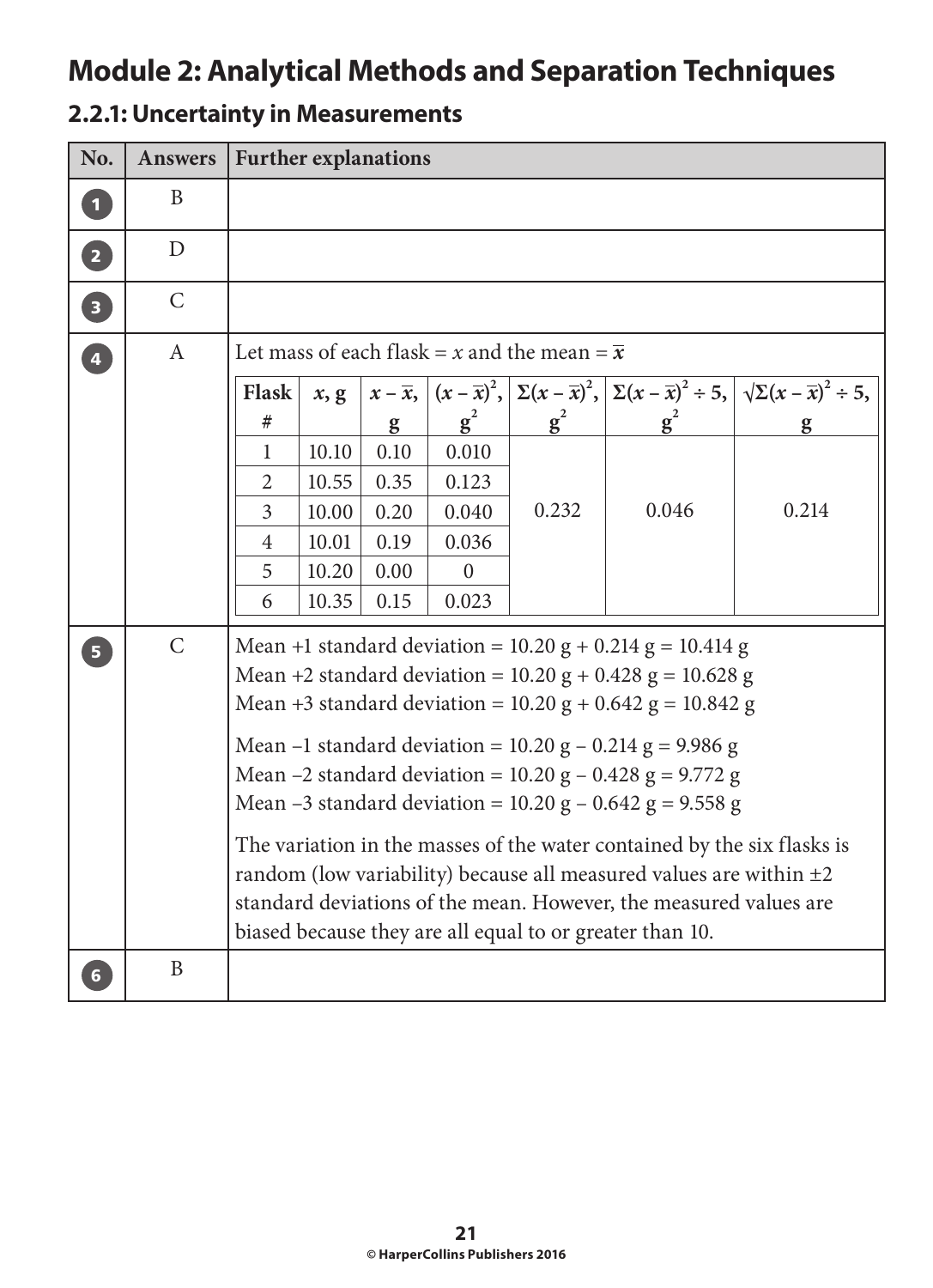# Module 2: Analytical Methods and Separation Techniques

## 2.2.1: Uncertainty in Measurements

| No. | Answers | Further explanations |
|---|---|---|
| 1 | B | |
| 2 | D | |
| 3 | C | |
| 4 | A | Let mass of each flask = $x$ and the mean = $\bar{x}$ |
| 5 | C | Mean +1 standard deviation = 10.20 g + 0.214 g = 10.414 g<br>Mean +2 standard deviation = 10.20 g + 0.428 g = 10.628 g<br>Mean +3 standard deviation = 10.20 g + 0.642 g = 10.842 g<br><br>Mean –1 standard deviation = 10.20 g – 0.214 g = 9.986 g<br>Mean –2 standard deviation = 10.20 g – 0.428 g = 9.772 g<br>Mean –3 standard deviation = 10.20 g – 0.642 g = 9.558 g<br><br>The variation in the masses of the water contained by the six flasks is random (low variability) because all measured values are within ±2 standard deviations of the mean. However, the measured values are biased because they are all equal to or greater than 10. |
| 6 | B | |

Table for question 4:

| Flask # | $x$, g | $x - \bar{x}$, g | $(x - \bar{x})^2$, $g^2$ | $\Sigma(x - \bar{x})^2$, $g^2$ | $\Sigma(x - \bar{x})^2 \div 5$, $g^2$ | $\sqrt{\Sigma(x - \bar{x})^2 \div 5}$, g |
|---|---|---|---|---|---|---|
| 1 | 10.10 | 0.10 | 0.010 | 0.232 | 0.046 | 0.214 |
| 2 | 10.55 | 0.35 | 0.123 | | | |
| 3 | 10.00 | 0.20 | 0.040 | | | |
| 4 | 10.01 | 0.19 | 0.036 | | | |
| 5 | 10.20 | 0.00 | 0 | | | |
| 6 | 10.35 | 0.15 | 0.023 | | | |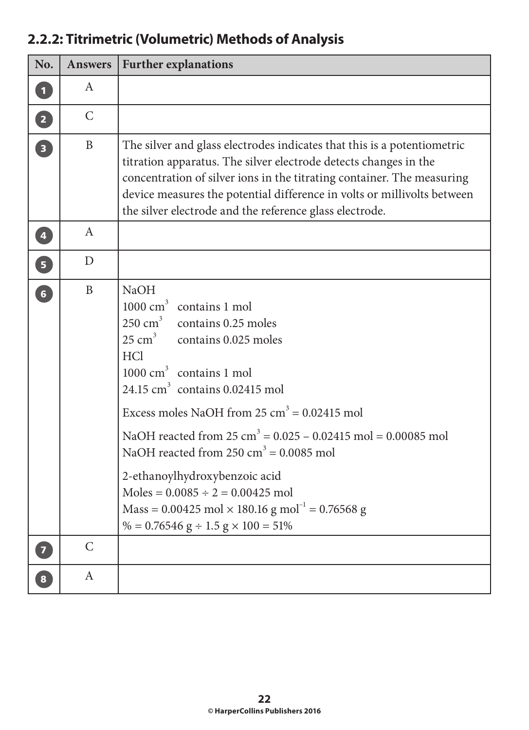## 2.2.2: Titrimetric (Volumetric) Methods of Analysis

| No. | Answers | Further explanations |
|---|---|---|
| 1 | A | |
| 2 | C | |
| 3 | B | The silver and glass electrodes indicates that this is a potentiometric titration apparatus. The silver electrode detects changes in the concentration of silver ions in the titrating container. The measuring device measures the potential difference in volts or millivolts between the silver electrode and the reference glass electrode. |
| 4 | A | |
| 5 | D | |
| 6 | B | NaOH<br>1000 $cm^3$ contains 1 mol<br>250 $cm^3$ contains 0.25 moles<br>25 $cm^3$ contains 0.025 moles<br>HCl<br>1000 $cm^3$ contains 1 mol<br>24.15 $cm^3$ contains 0.02415 mol<br><br>Excess moles NaOH from 25 $cm^3$ = 0.02415 mol<br><br>NaOH reacted from 25 $cm^3$ = 0.025 – 0.02415 mol = 0.00085 mol<br>NaOH reacted from 250 $cm^3$ = 0.0085 mol<br><br>2-ethanoylhydroxybenzoic acid<br>Moles = 0.0085 ÷ 2 = 0.00425 mol<br>Mass = 0.00425 mol × 180.16 g $mol^{-1}$ = 0.76568 g<br>% = 0.76546 g ÷ 1.5 g × 100 = 51% |
| 7 | C | |
| 8 | A | |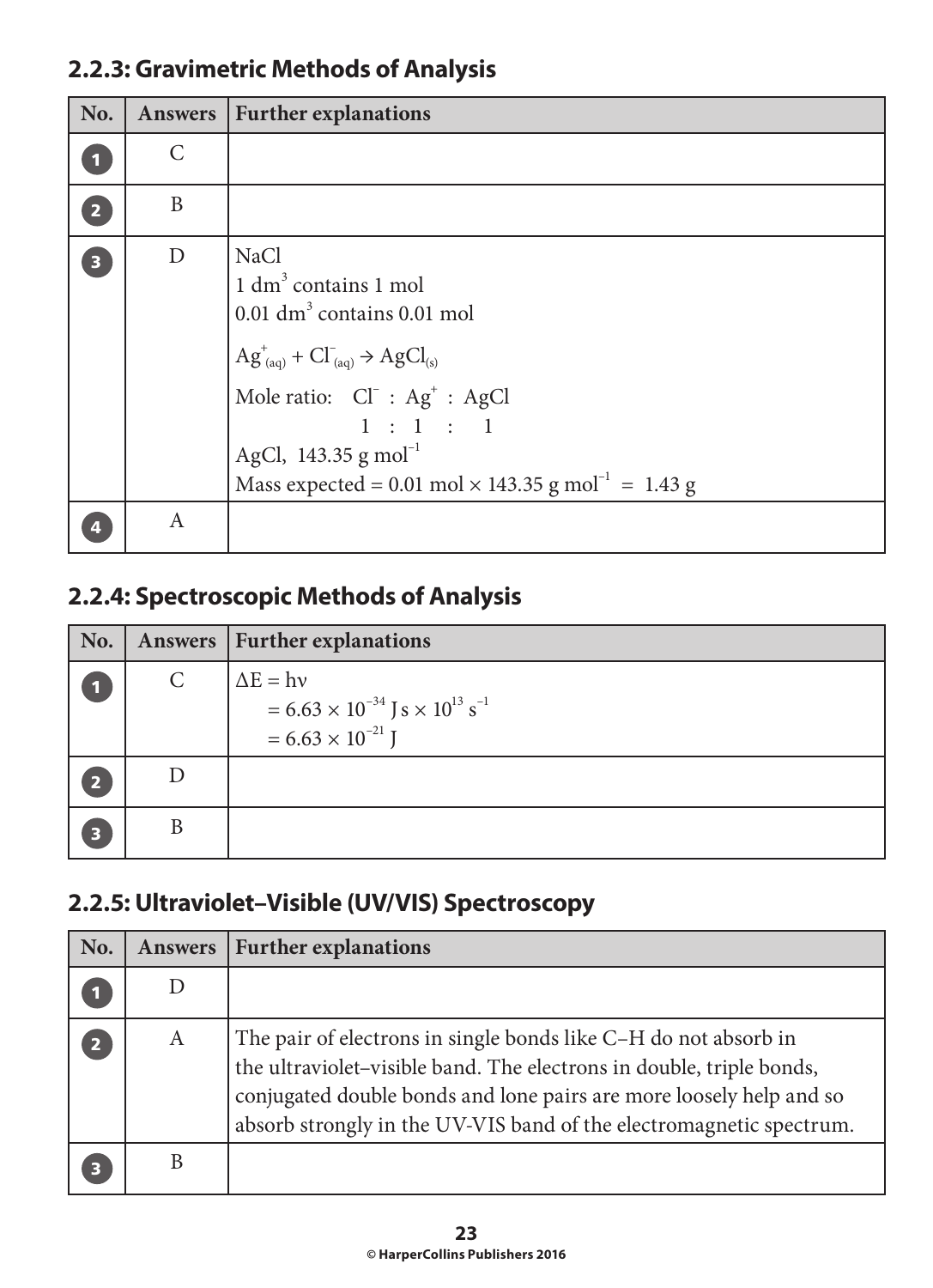## 2.2.3: Gravimetric Methods of Analysis

| No. | Answers | Further explanations |
|---|---|---|
| 1 | C | |
| 2 | B | |
| 3 | D | NaCl<br>1 $dm^3$ contains 1 mol<br>0.01 $dm^3$ contains 0.01 mol<br>$Ag^+_{(aq)} + Cl^-_{(aq)} \rightarrow AgCl_{(s)}$<br>Mole ratio: $Cl^-$ : $Ag^+$ : AgCl<br>1 : 1 : 1<br>AgCl, 143.35 g $mol^{-1}$<br>Mass expected = 0.01 mol × 143.35 g $mol^{-1}$ = 1.43 g |
| 4 | A | |

## 2.2.4: Spectroscopic Methods of Analysis

| No. | Answers | Further explanations |
|---|---|---|
| 1 | C | $\Delta E = h\nu$<br>$= 6.63 \times 10^{-34}$ J s $\times 10^{13}$ $s^{-1}$<br>$= 6.63 \times 10^{-21}$ J |
| 2 | D | |
| 3 | B | |

## 2.2.5: Ultraviolet–Visible (UV/VIS) Spectroscopy

| No. | Answers | Further explanations |
|---|---|---|
| 1 | D | |
| 2 | A | The pair of electrons in single bonds like C–H do not absorb in the ultraviolet–visible band. The electrons in double, triple bonds, conjugated double bonds and lone pairs are more loosely help and so absorb strongly in the UV-VIS band of the electromagnetic spectrum. |
| 3 | B | |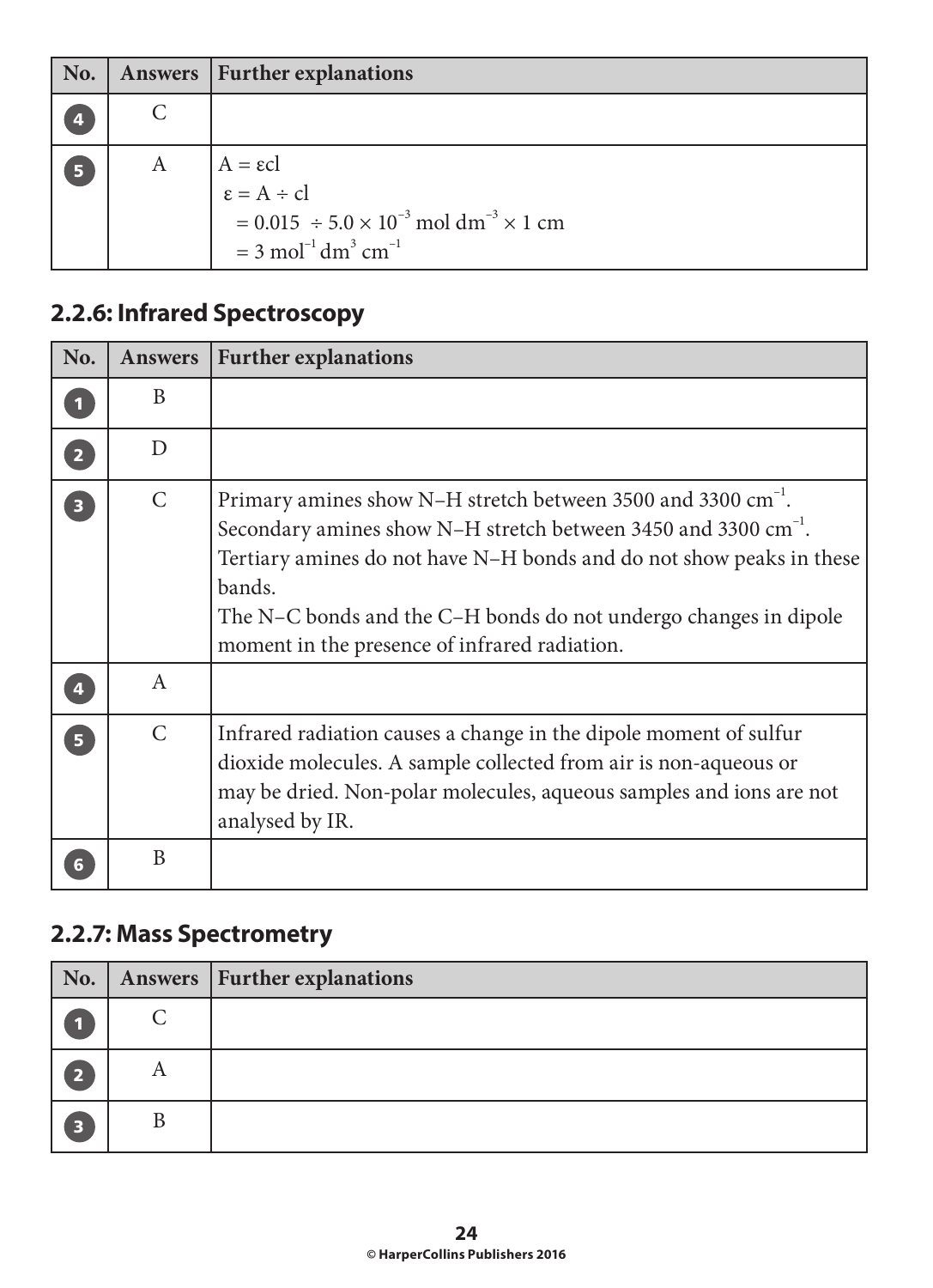| No. | Answers | Further explanations |
|---|---|---|
| 4 | C | |
| 5 | A | $A = \varepsilon cl$<br>$\varepsilon = A \div cl$<br>$= 0.015 \div 5.0 \times 10^{-3}$ mol dm$^{-3}$ $\times$ 1 cm<br>$= 3$ mol$^{-1}$ dm$^{3}$ cm$^{-1}$ |

## 2.2.6: Infrared Spectroscopy

| No. | Answers | Further explanations |
|---|---|---|
| 1 | B | |
| 2 | D | |
| 3 | C | Primary amines show N–H stretch between 3500 and 3300 cm$^{-1}$.<br>Secondary amines show N–H stretch between 3450 and 3300 cm$^{-1}$.<br>Tertiary amines do not have N–H bonds and do not show peaks in these bands.<br>The N–C bonds and the C–H bonds do not undergo changes in dipole moment in the presence of infrared radiation. |
| 4 | A | |
| 5 | C | Infrared radiation causes a change in the dipole moment of sulfur dioxide molecules. A sample collected from air is non-aqueous or may be dried. Non-polar molecules, aqueous samples and ions are not analysed by IR. |
| 6 | B | |

## 2.2.7: Mass Spectrometry

| No. | Answers | Further explanations |
|---|---|---|
| 1 | C | |
| 2 | A | |
| 3 | B | |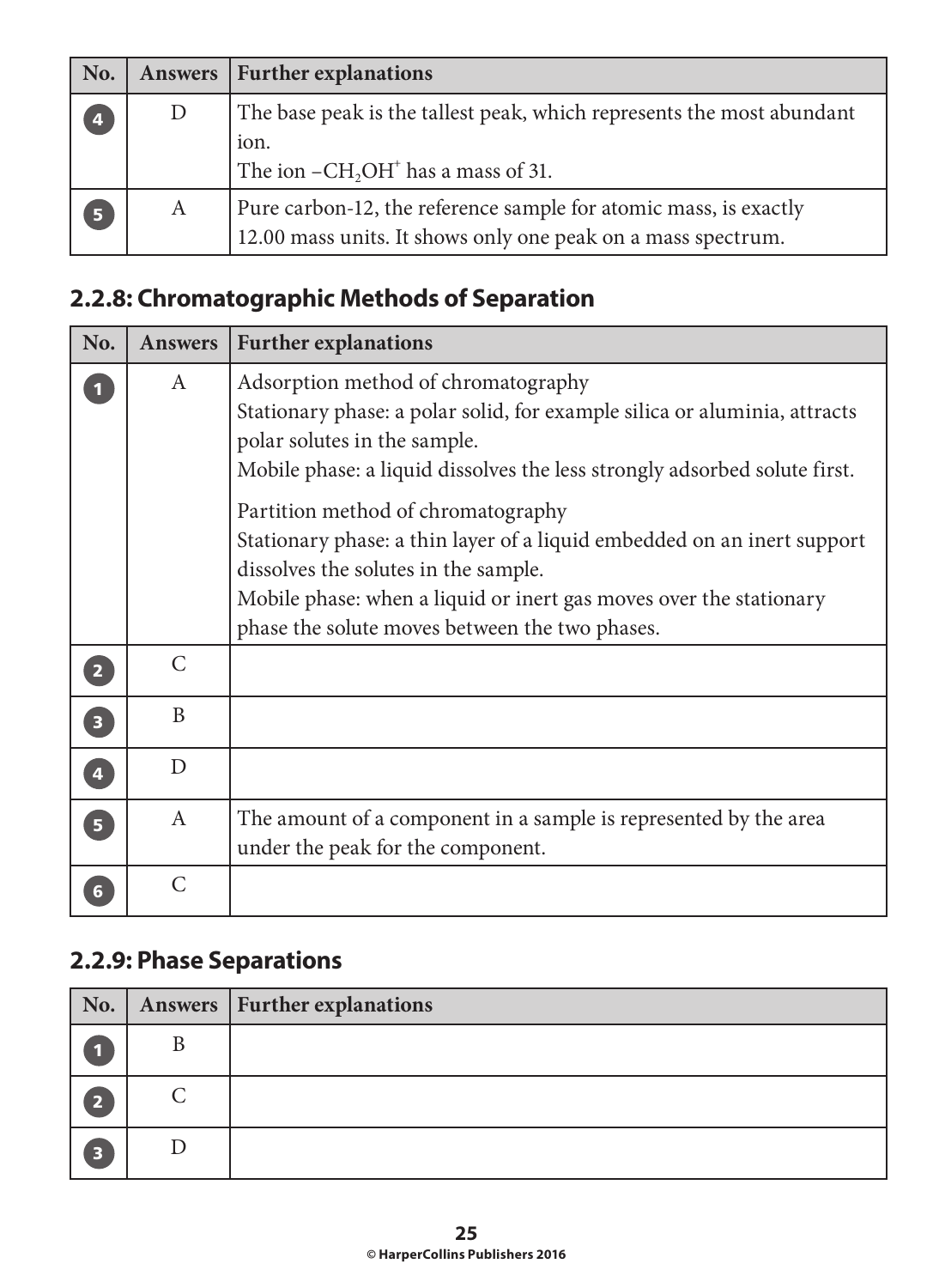| No. | Answers | Further explanations |
|---|---|---|
| 4 | D | The base peak is the tallest peak, which represents the most abundant ion.<br>The ion $–CH_2OH^+$ has a mass of 31. |
| 5 | A | Pure carbon-12, the reference sample for atomic mass, is exactly 12.00 mass units. It shows only one peak on a mass spectrum. |

## 2.2.8: Chromatographic Methods of Separation

| No. | Answers | Further explanations |
|---|---|---|
| 1 | A | Adsorption method of chromatography<br>Stationary phase: a polar solid, for example silica or aluminia, attracts polar solutes in the sample.<br>Mobile phase: a liquid dissolves the less strongly adsorbed solute first.<br><br>Partition method of chromatography<br>Stationary phase: a thin layer of a liquid embedded on an inert support dissolves the solutes in the sample.<br>Mobile phase: when a liquid or inert gas moves over the stationary phase the solute moves between the two phases. |
| 2 | C | |
| 3 | B | |
| 4 | D | |
| 5 | A | The amount of a component in a sample is represented by the area under the peak for the component. |
| 6 | C | |

## 2.2.9: Phase Separations

| No. | Answers | Further explanations |
|---|---|---|
| 1 | B | |
| 2 | C | |
| 3 | D | |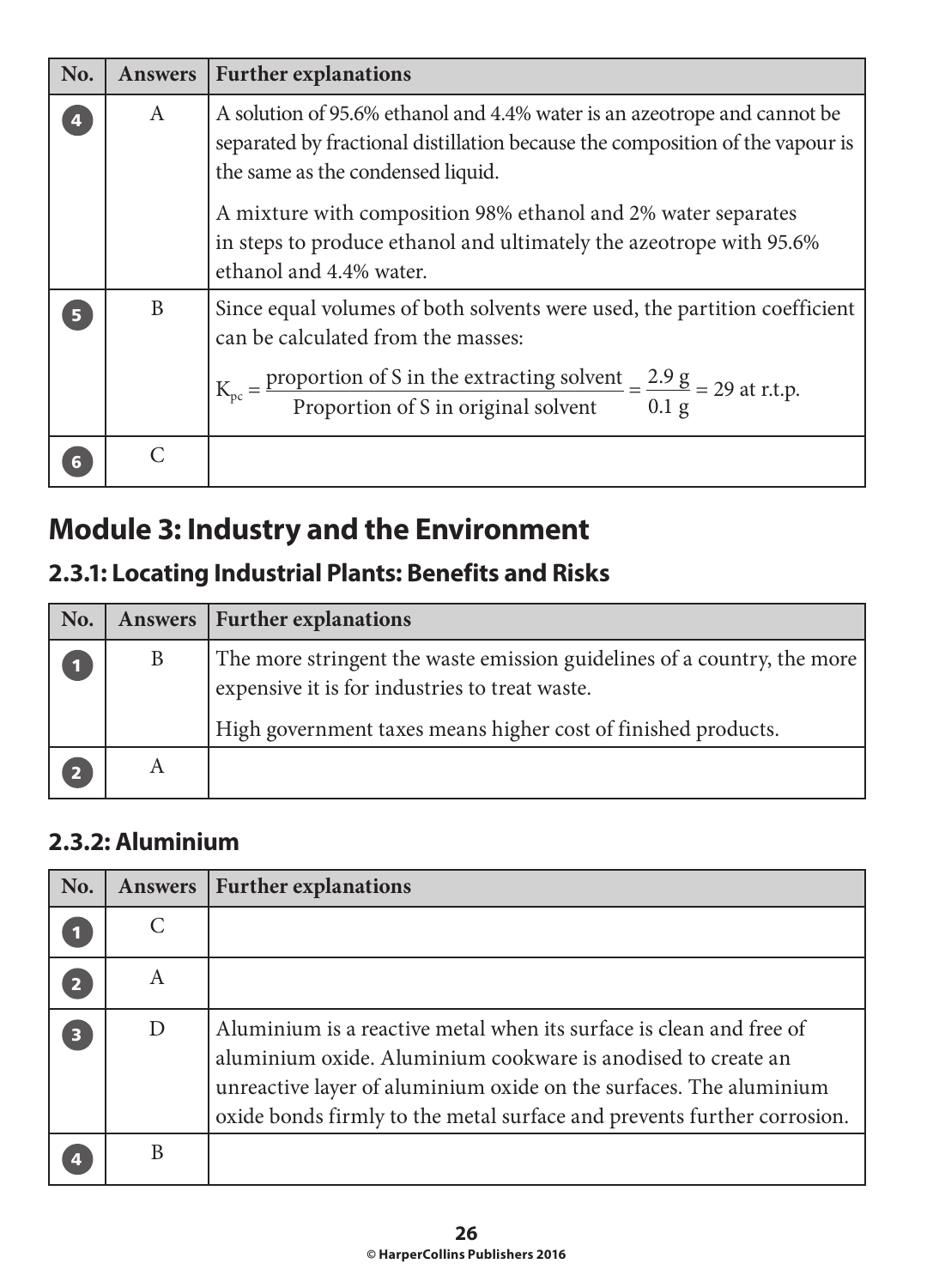| No. | Answers | Further explanations |
|---|---|---|
| 4 | A | A solution of 95.6% ethanol and 4.4% water is an azeotrope and cannot be separated by fractional distillation because the composition of the vapour is the same as the condensed liquid. A mixture with composition 98% ethanol and 2% water separates in steps to produce ethanol and ultimately the azeotrope with 95.6% ethanol and 4.4% water. |
| 5 | B | Since equal volumes of both solvents were used, the partition coefficient can be calculated from the masses: $K_{pc} = \frac{\text{proportion of S in the extracting solvent}}{\text{Proportion of S in original solvent}} = \frac{2.9 \text{ g}}{0.1 \text{ g}} = 29$ at r.t.p. |
| 6 | C | |

## Module 3: Industry and the Environment

### 2.3.1: Locating Industrial Plants: Benefits and Risks

| No. | Answers | Further explanations |
|---|---|---|
| 1 | B | The more stringent the waste emission guidelines of a country, the more expensive it is for industries to treat waste. High government taxes means higher cost of finished products. |
| 2 | A | |

### 2.3.2: Aluminium

| No. | Answers | Further explanations |
|---|---|---|
| 1 | C | |
| 2 | A | |
| 3 | D | Aluminium is a reactive metal when its surface is clean and free of aluminium oxide. Aluminium cookware is anodised to create an unreactive layer of aluminium oxide on the surfaces. The aluminium oxide bonds firmly to the metal surface and prevents further corrosion. |
| 4 | B | |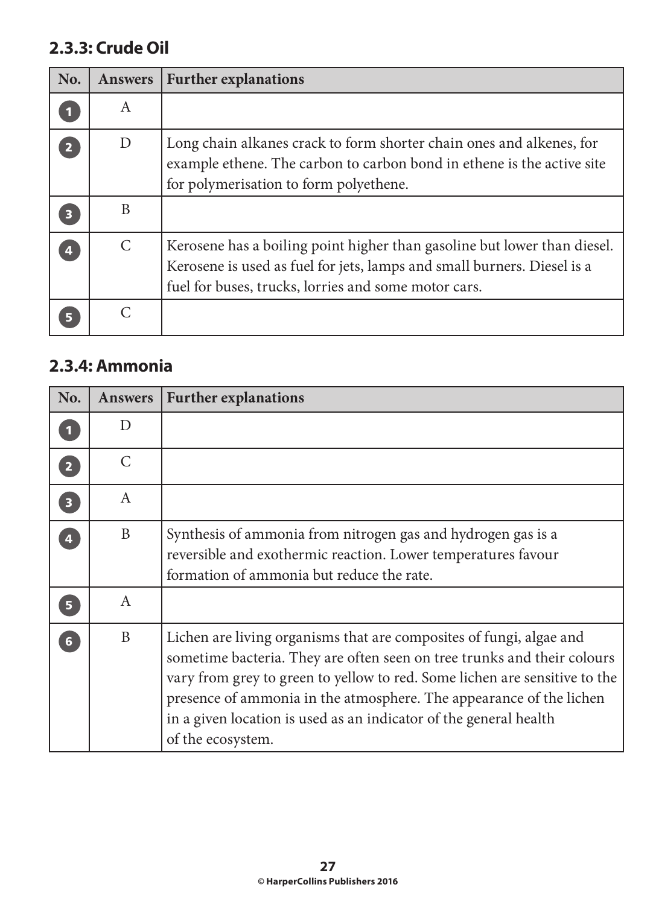## 2.3.3: Crude Oil

| No. | Answers | Further explanations |
|---|---|---|
| 1 | A | |
| 2 | D | Long chain alkanes crack to form shorter chain ones and alkenes, for example ethene. The carbon to carbon bond in ethene is the active site for polymerisation to form polyethene. |
| 3 | B | |
| 4 | C | Kerosene has a boiling point higher than gasoline but lower than diesel. Kerosene is used as fuel for jets, lamps and small burners. Diesel is a fuel for buses, trucks, lorries and some motor cars. |
| 5 | C | |

## 2.3.4: Ammonia

| No. | Answers | Further explanations |
|---|---|---|
| 1 | D | |
| 2 | C | |
| 3 | A | |
| 4 | B | Synthesis of ammonia from nitrogen gas and hydrogen gas is a reversible and exothermic reaction. Lower temperatures favour formation of ammonia but reduce the rate. |
| 5 | A | |
| 6 | B | Lichen are living organisms that are composites of fungi, algae and sometime bacteria. They are often seen on tree trunks and their colours vary from grey to green to yellow to red. Some lichen are sensitive to the presence of ammonia in the atmosphere. The appearance of the lichen in a given location is used as an indicator of the general health of the ecosystem. |

© HarperCollins Publishers 2016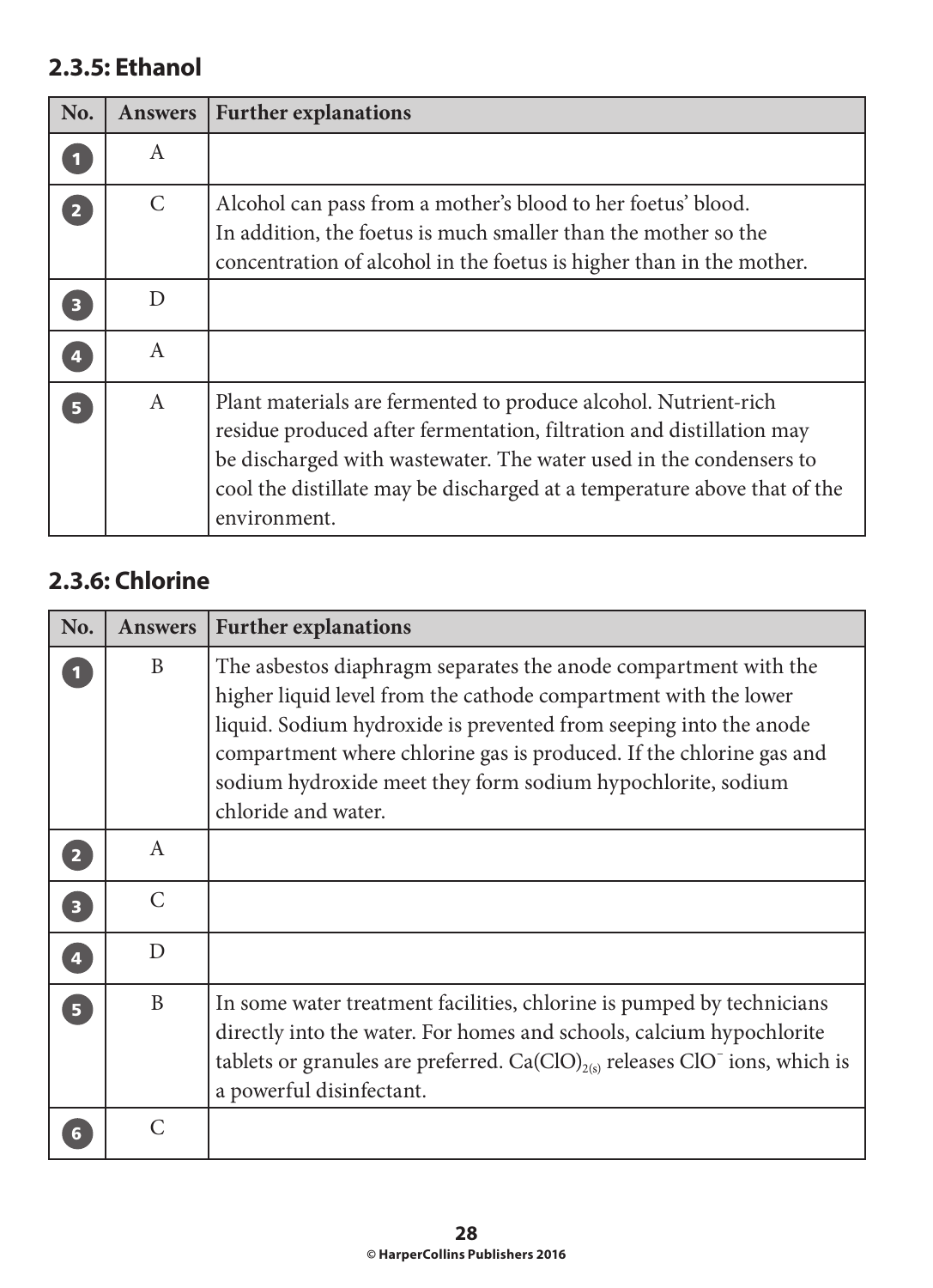## 2.3.5: Ethanol

| No. | Answers | Further explanations |
|---|---|---|
| 1 | A | |
| 2 | C | Alcohol can pass from a mother's blood to her foetus' blood. In addition, the foetus is much smaller than the mother so the concentration of alcohol in the foetus is higher than in the mother. |
| 3 | D | |
| 4 | A | |
| 5 | A | Plant materials are fermented to produce alcohol. Nutrient-rich residue produced after fermentation, filtration and distillation may be discharged with wastewater. The water used in the condensers to cool the distillate may be discharged at a temperature above that of the environment. |

## 2.3.6: Chlorine

| No. | Answers | Further explanations |
|---|---|---|
| 1 | B | The asbestos diaphragm separates the anode compartment with the higher liquid level from the cathode compartment with the lower liquid. Sodium hydroxide is prevented from seeping into the anode compartment where chlorine gas is produced. If the chlorine gas and sodium hydroxide meet they form sodium hypochlorite, sodium chloride and water. |
| 2 | A | |
| 3 | C | |
| 4 | D | |
| 5 | B | In some water treatment facilities, chlorine is pumped by technicians directly into the water. For homes and schools, calcium hypochlorite tablets or granules are preferred. $Ca(ClO)_{2(s)}$ releases $ClO^{-}$ ions, which is a powerful disinfectant. |
| 6 | C | |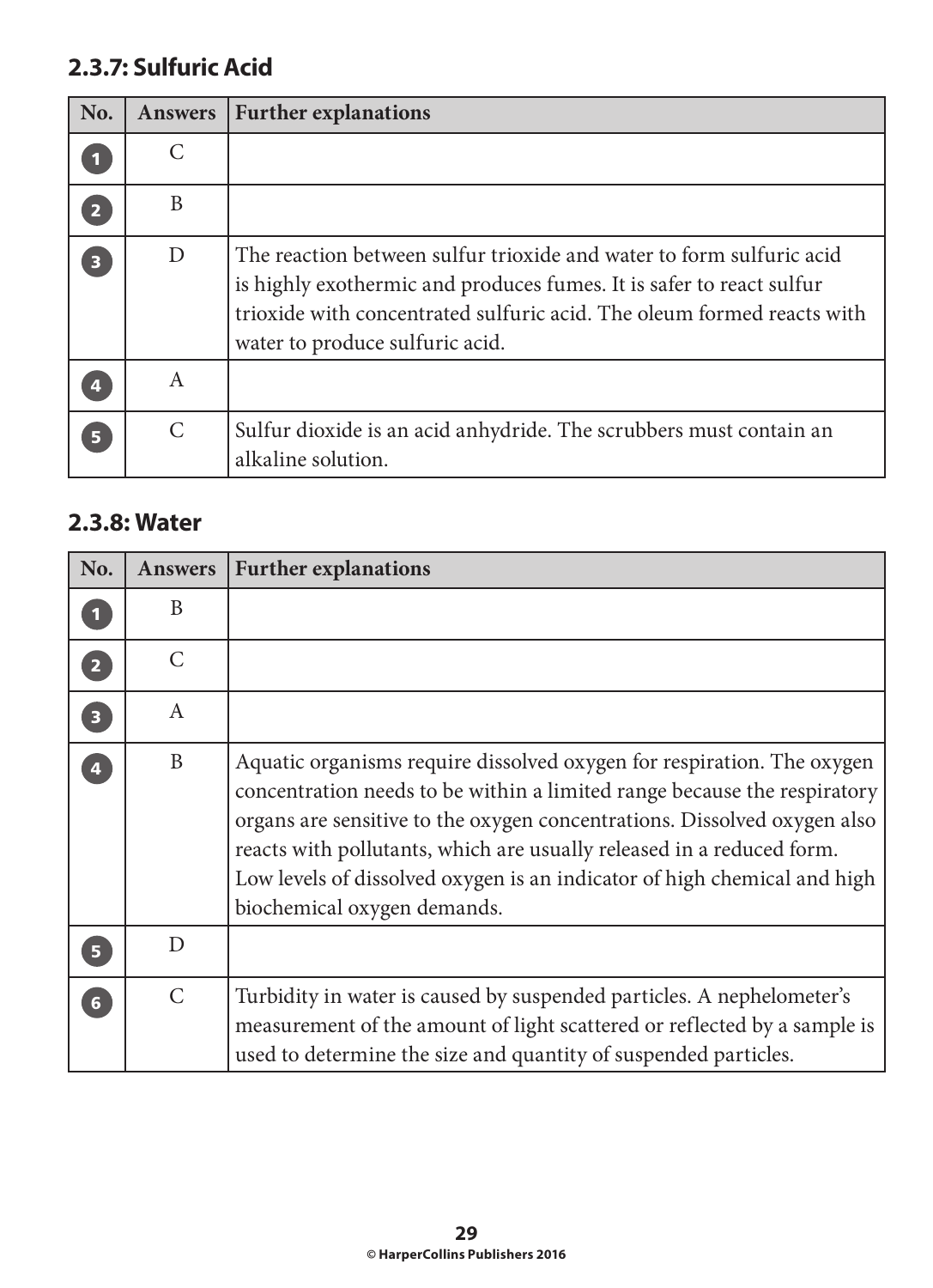## 2.3.7: Sulfuric Acid

| No. | Answers | Further explanations |
|---|---|---|
| 1 | C | |
| 2 | B | |
| 3 | D | The reaction between sulfur trioxide and water to form sulfuric acid is highly exothermic and produces fumes. It is safer to react sulfur trioxide with concentrated sulfuric acid. The oleum formed reacts with water to produce sulfuric acid. |
| 4 | A | |
| 5 | C | Sulfur dioxide is an acid anhydride. The scrubbers must contain an alkaline solution. |

## 2.3.8: Water

| No. | Answers | Further explanations |
|---|---|---|
| 1 | B | |
| 2 | C | |
| 3 | A | |
| 4 | B | Aquatic organisms require dissolved oxygen for respiration. The oxygen concentration needs to be within a limited range because the respiratory organs are sensitive to the oxygen concentrations. Dissolved oxygen also reacts with pollutants, which are usually released in a reduced form. Low levels of dissolved oxygen is an indicator of high chemical and high biochemical oxygen demands. |
| 5 | D | |
| 6 | C | Turbidity in water is caused by suspended particles. A nephelometer's measurement of the amount of light scattered or reflected by a sample is used to determine the size and quantity of suspended particles. |

© HarperCollins Publishers 2016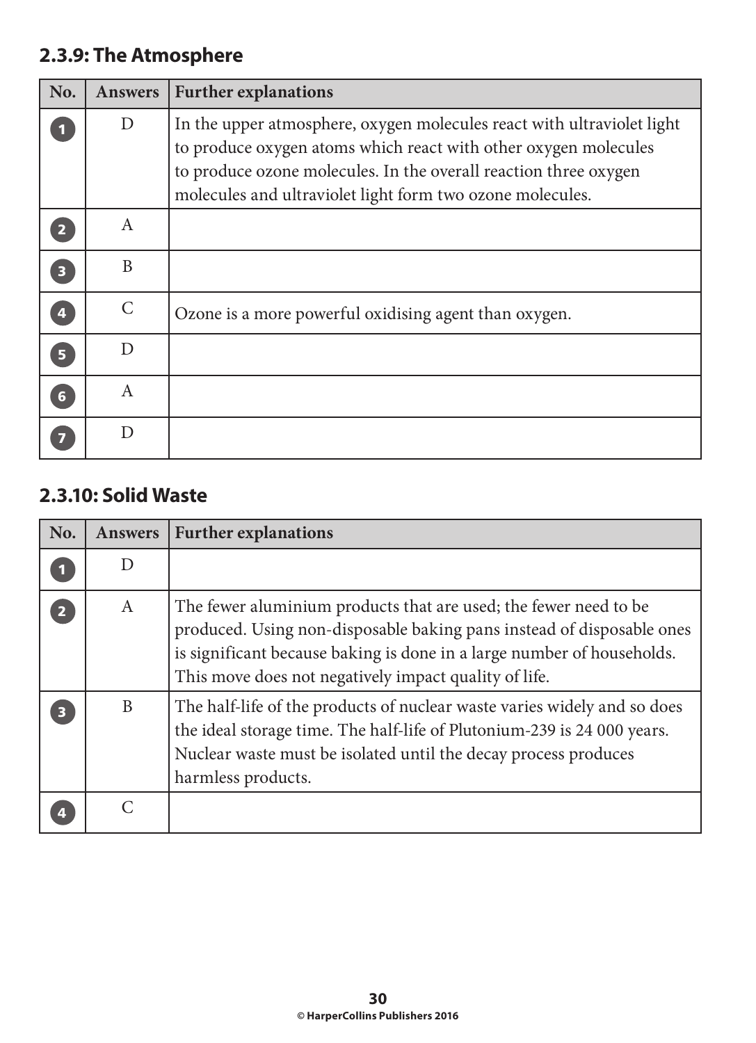## 2.3.9: The Atmosphere

| No. | Answers | Further explanations |
|---|---|---|
| 1 | D | In the upper atmosphere, oxygen molecules react with ultraviolet light to produce oxygen atoms which react with other oxygen molecules to produce ozone molecules. In the overall reaction three oxygen molecules and ultraviolet light form two ozone molecules. |
| 2 | A | |
| 3 | B | |
| 4 | C | Ozone is a more powerful oxidising agent than oxygen. |
| 5 | D | |
| 6 | A | |
| 7 | D | |

## 2.3.10: Solid Waste

| No. | Answers | Further explanations |
|---|---|---|
| 1 | D | |
| 2 | A | The fewer aluminium products that are used; the fewer need to be produced. Using non-disposable baking pans instead of disposable ones is significant because baking is done in a large number of households. This move does not negatively impact quality of life. |
| 3 | B | The half-life of the products of nuclear waste varies widely and so does the ideal storage time. The half-life of Plutonium-239 is 24 000 years. Nuclear waste must be isolated until the decay process produces harmless products. |
| 4 | C | |

© HarperCollins Publishers 2016